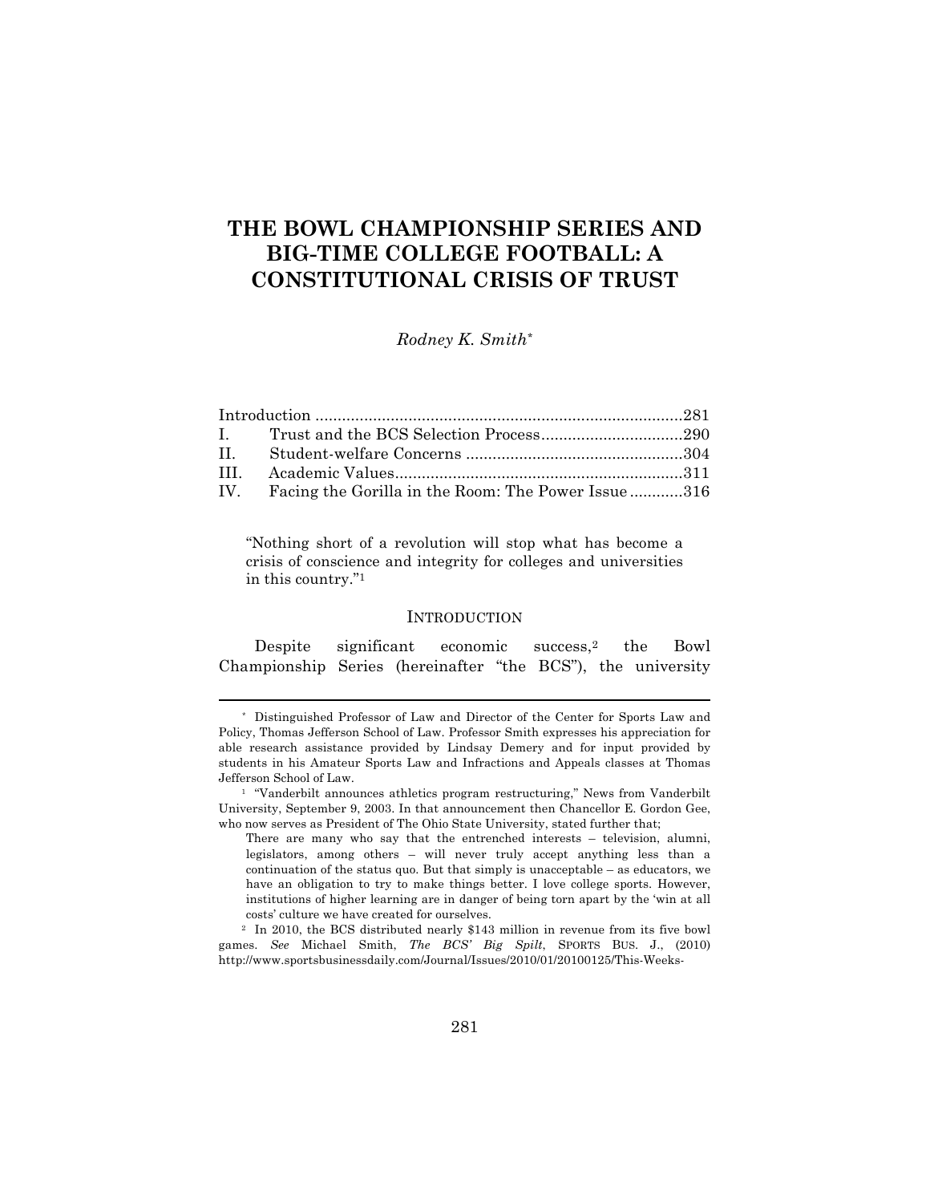# THE BOWL CHAMPIONSHIP SERIES AND BIG-TIME COLLEGE FOOTBALL: A CONSTITUTIONAL CRISIS OF TRUST

*Rodney K. Smith*[*]

| | | |
|---|---|---|
| Introduction | | 281 |
| I. | Trust and the BCS Selection Process | 290 |
| II. | Student-welfare Concerns | 304 |
| III. | Academic Values | 311 |
| IV. | Facing the Gorilla in the Room: The Power Issue | 316 |

> "Nothing short of a revolution will stop what has become a crisis of conscience and integrity for colleges and universities in this country."[1]

## INTRODUCTION

Despite significant economic success,[2] the Bowl Championship Series (hereinafter "the BCS"), the university

---

[*] Distinguished Professor of Law and Director of the Center for Sports Law and Policy, Thomas Jefferson School of Law. Professor Smith expresses his appreciation for able research assistance provided by Lindsay Demery and for input provided by students in his Amateur Sports Law and Infractions and Appeals classes at Thomas Jefferson School of Law.

[1] "Vanderbilt announces athletics program restructuring," News from Vanderbilt University, September 9, 2003. In that announcement then Chancellor E. Gordon Gee, who now serves as President of The Ohio State University, stated further that;

> There are many who say that the entrenched interests – television, alumni, legislators, among others – will never truly accept anything less than a continuation of the status quo. But that simply is unacceptable – as educators, we have an obligation to try to make things better. I love college sports. However, institutions of higher learning are in danger of being torn apart by the 'win at all costs' culture we have created for ourselves.

[2] In 2010, the BCS distributed nearly $143 million in revenue from its five bowl games. *See* Michael Smith, *The BCS' Big Spilt*, SPORTS BUS. J., (2010) http://www.sportsbusinessdaily.com/Journal/Issues/2010/01/20100125/This-Weeks-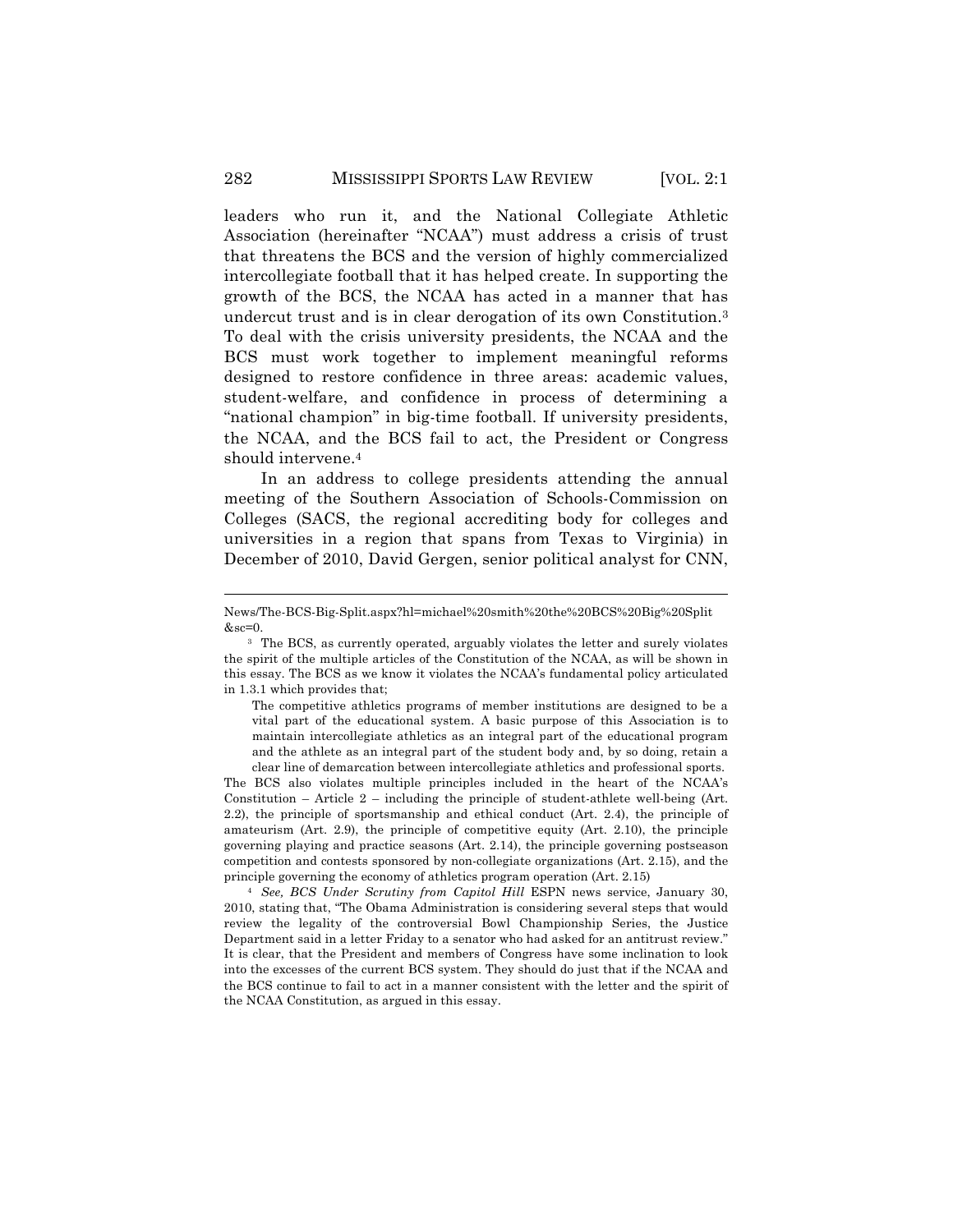leaders who run it, and the National Collegiate Athletic Association (hereinafter "NCAA") must address a crisis of trust that threatens the BCS and the version of highly commercialized intercollegiate football that it has helped create. In supporting the growth of the BCS, the NCAA has acted in a manner that has undercut trust and is in clear derogation of its own Constitution.[3] To deal with the crisis university presidents, the NCAA and the BCS must work together to implement meaningful reforms designed to restore confidence in three areas: academic values, student-welfare, and confidence in process of determining a "national champion" in big-time football. If university presidents, the NCAA, and the BCS fail to act, the President or Congress should intervene.[4]

In an address to college presidents attending the annual meeting of the Southern Association of Schools-Commission on Colleges (SACS, the regional accrediting body for colleges and universities in a region that spans from Texas to Virginia) in December of 2010, David Gergen, senior political analyst for CNN,

---

News/The-BCS-Big-Split.aspx?hl=michael%20smith%20the%20BCS%20Big%20Split&sc=0.

[3] The BCS, as currently operated, arguably violates the letter and surely violates the spirit of the multiple articles of the Constitution of the NCAA, as will be shown in this essay. The BCS as we know it violates the NCAA's fundamental policy articulated in 1.3.1 which provides that;

> The competitive athletics programs of member institutions are designed to be a vital part of the educational system. A basic purpose of this Association is to maintain intercollegiate athletics as an integral part of the educational program and the athlete as an integral part of the student body and, by so doing, retain a clear line of demarcation between intercollegiate athletics and professional sports.

The BCS also violates multiple principles included in the heart of the NCAA's Constitution – Article 2 – including the principle of student-athlete well-being (Art. 2.2), the principle of sportsmanship and ethical conduct (Art. 2.4), the principle of amateurism (Art. 2.9), the principle of competitive equity (Art. 2.10), the principle governing playing and practice seasons (Art. 2.14), the principle governing postseason competition and contests sponsored by non-collegiate organizations (Art. 2.15), and the principle governing the economy of athletics program operation (Art. 2.15)

[4] *See, BCS Under Scrutiny from Capitol Hill* ESPN news service, January 30, 2010, stating that, "The Obama Administration is considering several steps that would review the legality of the controversial Bowl Championship Series, the Justice Department said in a letter Friday to a senator who had asked for an antitrust review." It is clear, that the President and members of Congress have some inclination to look into the excesses of the current BCS system. They should do just that if the NCAA and the BCS continue to fail to act in a manner consistent with the letter and the spirit of the NCAA Constitution, as argued in this essay.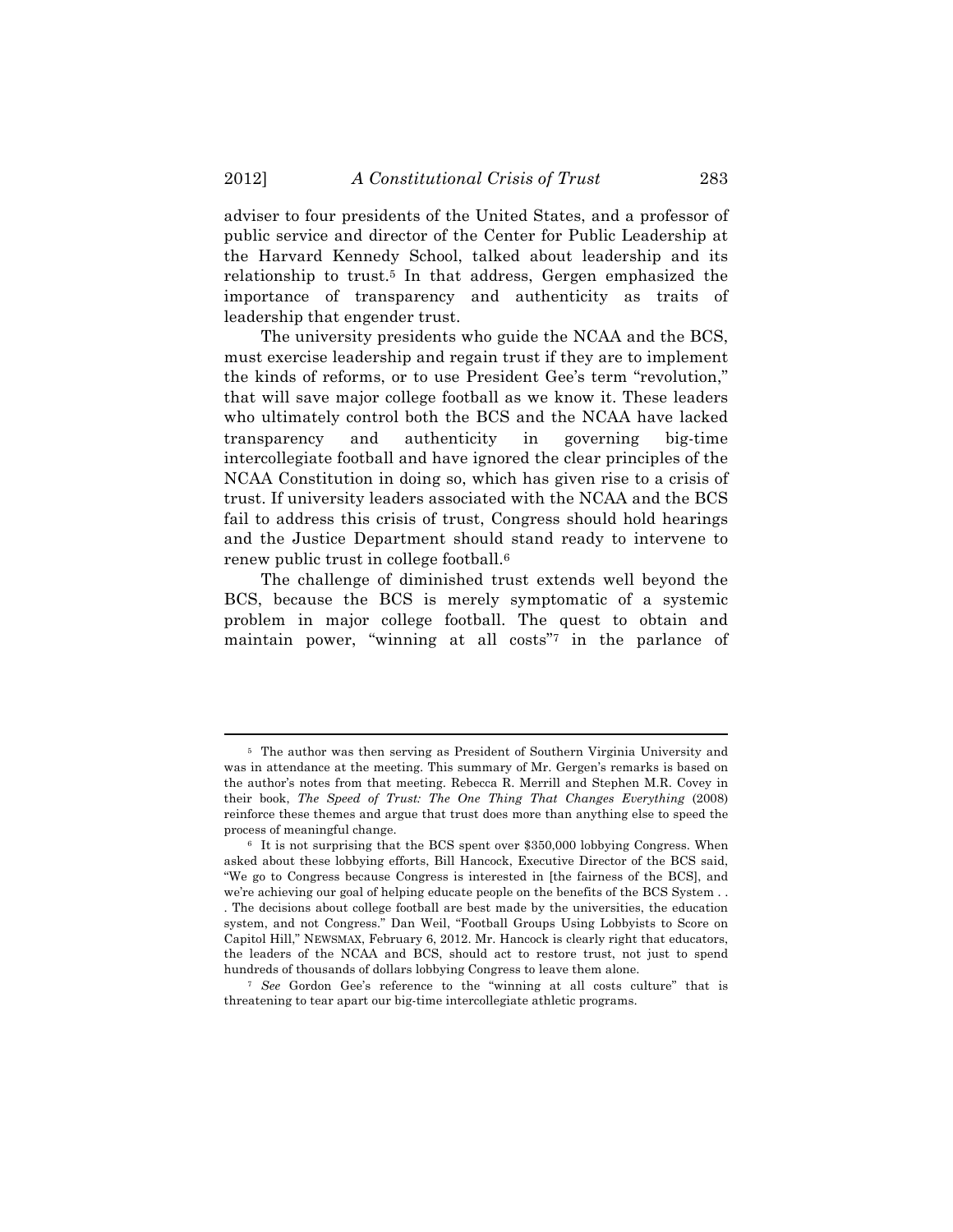adviser to four presidents of the United States, and a professor of public service and director of the Center for Public Leadership at the Harvard Kennedy School, talked about leadership and its relationship to trust.[5] In that address, Gergen emphasized the importance of transparency and authenticity as traits of leadership that engender trust.

The university presidents who guide the NCAA and the BCS, must exercise leadership and regain trust if they are to implement the kinds of reforms, or to use President Gee's term "revolution," that will save major college football as we know it. These leaders who ultimately control both the BCS and the NCAA have lacked transparency and authenticity in governing big-time intercollegiate football and have ignored the clear principles of the NCAA Constitution in doing so, which has given rise to a crisis of trust. If university leaders associated with the NCAA and the BCS fail to address this crisis of trust, Congress should hold hearings and the Justice Department should stand ready to intervene to renew public trust in college football.[6]

The challenge of diminished trust extends well beyond the BCS, because the BCS is merely symptomatic of a systemic problem in major college football. The quest to obtain and maintain power, "winning at all costs"[7] in the parlance of

---

[5] The author was then serving as President of Southern Virginia University and was in attendance at the meeting. This summary of Mr. Gergen's remarks is based on the author's notes from that meeting. Rebecca R. Merrill and Stephen M.R. Covey in their book, *The Speed of Trust: The One Thing That Changes Everything* (2008) reinforce these themes and argue that trust does more than anything else to speed the process of meaningful change.

[6] It is not surprising that the BCS spent over $350,000 lobbying Congress. When asked about these lobbying efforts, Bill Hancock, Executive Director of the BCS said, "We go to Congress because Congress is interested in [the fairness of the BCS], and we're achieving our goal of helping educate people on the benefits of the BCS System . . . The decisions about college football are best made by the universities, the education system, and not Congress." Dan Weil, "Football Groups Using Lobbyists to Score on Capitol Hill," NEWSMAX, February 6, 2012. Mr. Hancock is clearly right that educators, the leaders of the NCAA and BCS, should act to restore trust, not just to spend hundreds of thousands of dollars lobbying Congress to leave them alone.

[7] *See* Gordon Gee's reference to the "winning at all costs culture" that is threatening to tear apart our big-time intercollegiate athletic programs.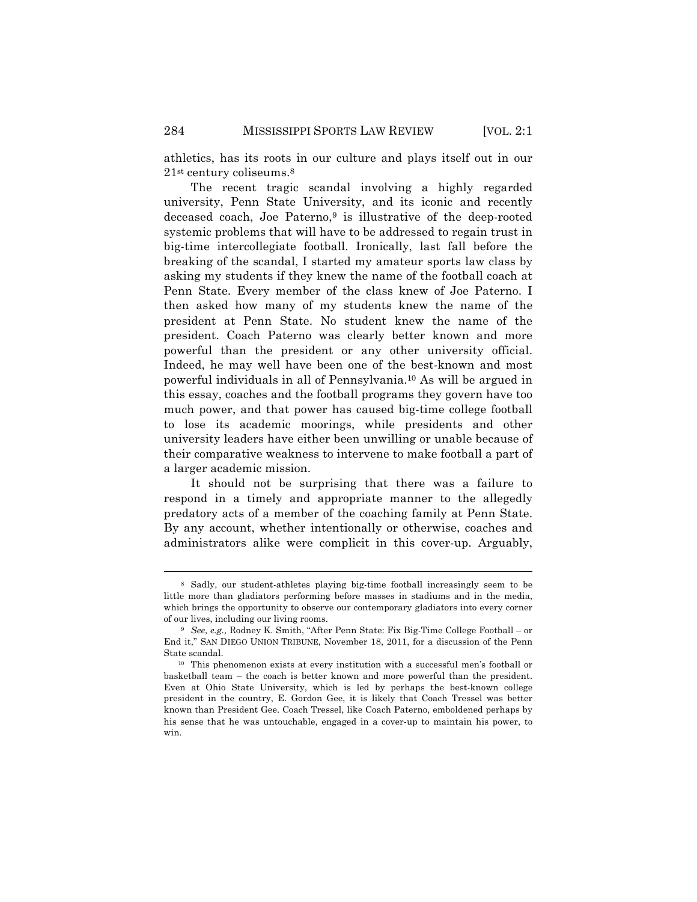athletics, has its roots in our culture and plays itself out in our 21st century coliseums.[8]

The recent tragic scandal involving a highly regarded university, Penn State University, and its iconic and recently deceased coach, Joe Paterno,[9] is illustrative of the deep-rooted systemic problems that will have to be addressed to regain trust in big-time intercollegiate football. Ironically, last fall before the breaking of the scandal, I started my amateur sports law class by asking my students if they knew the name of the football coach at Penn State. Every member of the class knew of Joe Paterno. I then asked how many of my students knew the name of the president at Penn State. No student knew the name of the president. Coach Paterno was clearly better known and more powerful than the president or any other university official. Indeed, he may well have been one of the best-known and most powerful individuals in all of Pennsylvania.[10] As will be argued in this essay, coaches and the football programs they govern have too much power, and that power has caused big-time college football to lose its academic moorings, while presidents and other university leaders have either been unwilling or unable because of their comparative weakness to intervene to make football a part of a larger academic mission.

It should not be surprising that there was a failure to respond in a timely and appropriate manner to the allegedly predatory acts of a member of the coaching family at Penn State. By any account, whether intentionally or otherwise, coaches and administrators alike were complicit in this cover-up. Arguably,

---

[8] Sadly, our student-athletes playing big-time football increasingly seem to be little more than gladiators performing before masses in stadiums and in the media, which brings the opportunity to observe our contemporary gladiators into every corner of our lives, including our living rooms.

[9] *See, e.g.,* Rodney K. Smith, "After Penn State: Fix Big-Time College Football – or End it," SAN DIEGO UNION TRIBUNE, November 18, 2011, for a discussion of the Penn State scandal.

[10] This phenomenon exists at every institution with a successful men's football or basketball team – the coach is better known and more powerful than the president. Even at Ohio State University, which is led by perhaps the best-known college president in the country, E. Gordon Gee, it is likely that Coach Tressel was better known than President Gee. Coach Tressel, like Coach Paterno, emboldened perhaps by his sense that he was untouchable, engaged in a cover-up to maintain his power, to win.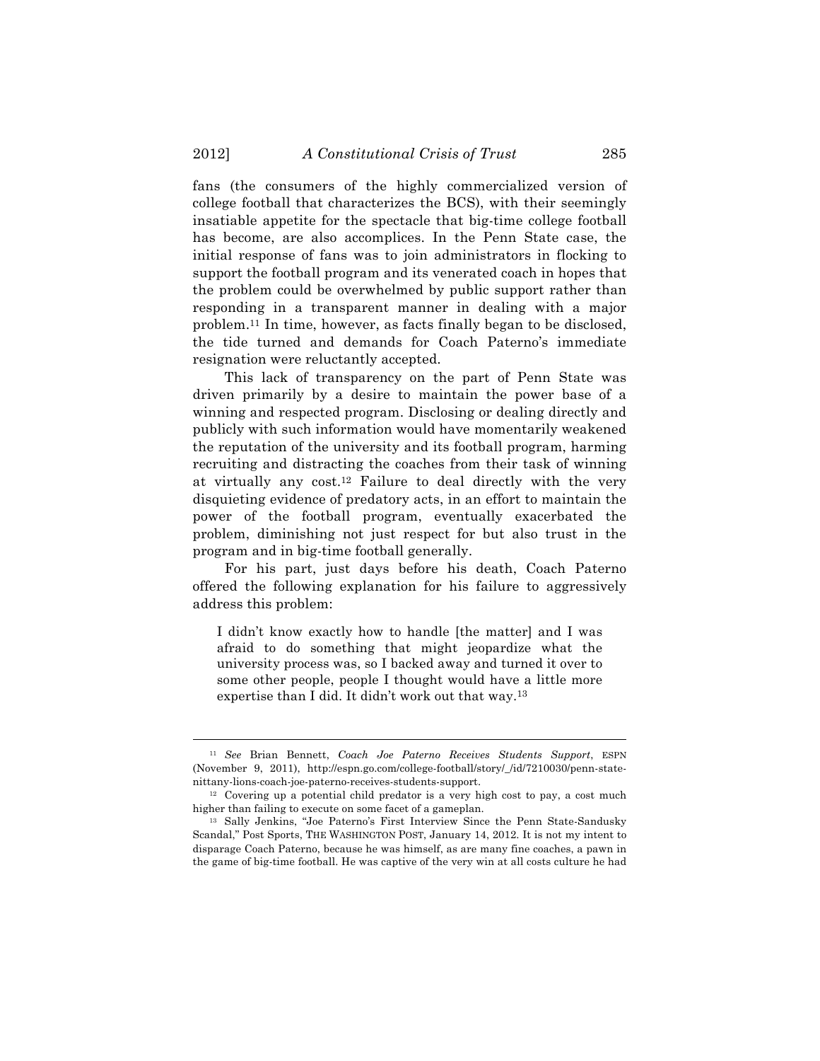fans (the consumers of the highly commercialized version of college football that characterizes the BCS), with their seemingly insatiable appetite for the spectacle that big-time college football has become, are also accomplices. In the Penn State case, the initial response of fans was to join administrators in flocking to support the football program and its venerated coach in hopes that the problem could be overwhelmed by public support rather than responding in a transparent manner in dealing with a major problem.[11] In time, however, as facts finally began to be disclosed, the tide turned and demands for Coach Paterno's immediate resignation were reluctantly accepted.

This lack of transparency on the part of Penn State was driven primarily by a desire to maintain the power base of a winning and respected program. Disclosing or dealing directly and publicly with such information would have momentarily weakened the reputation of the university and its football program, harming recruiting and distracting the coaches from their task of winning at virtually any cost.[12] Failure to deal directly with the very disquieting evidence of predatory acts, in an effort to maintain the power of the football program, eventually exacerbated the problem, diminishing not just respect for but also trust in the program and in big-time football generally.

For his part, just days before his death, Coach Paterno offered the following explanation for his failure to aggressively address this problem:

> I didn't know exactly how to handle [the matter] and I was afraid to do something that might jeopardize what the university process was, so I backed away and turned it over to some other people, people I thought would have a little more expertise than I did. It didn't work out that way.[13]

---

[11] *See* Brian Bennett, *Coach Joe Paterno Receives Students Support*, ESPN (November 9, 2011), http://espn.go.com/college-football/story/_/id/7210030/penn-state-nittany-lions-coach-joe-paterno-receives-students-support.

[12] Covering up a potential child predator is a very high cost to pay, a cost much higher than failing to execute on some facet of a gameplan.

[13] Sally Jenkins, "Joe Paterno's First Interview Since the Penn State-Sandusky Scandal," Post Sports, THE WASHINGTON POST, January 14, 2012. It is not my intent to disparage Coach Paterno, because he was himself, as are many fine coaches, a pawn in the game of big-time football. He was captive of the very win at all costs culture he had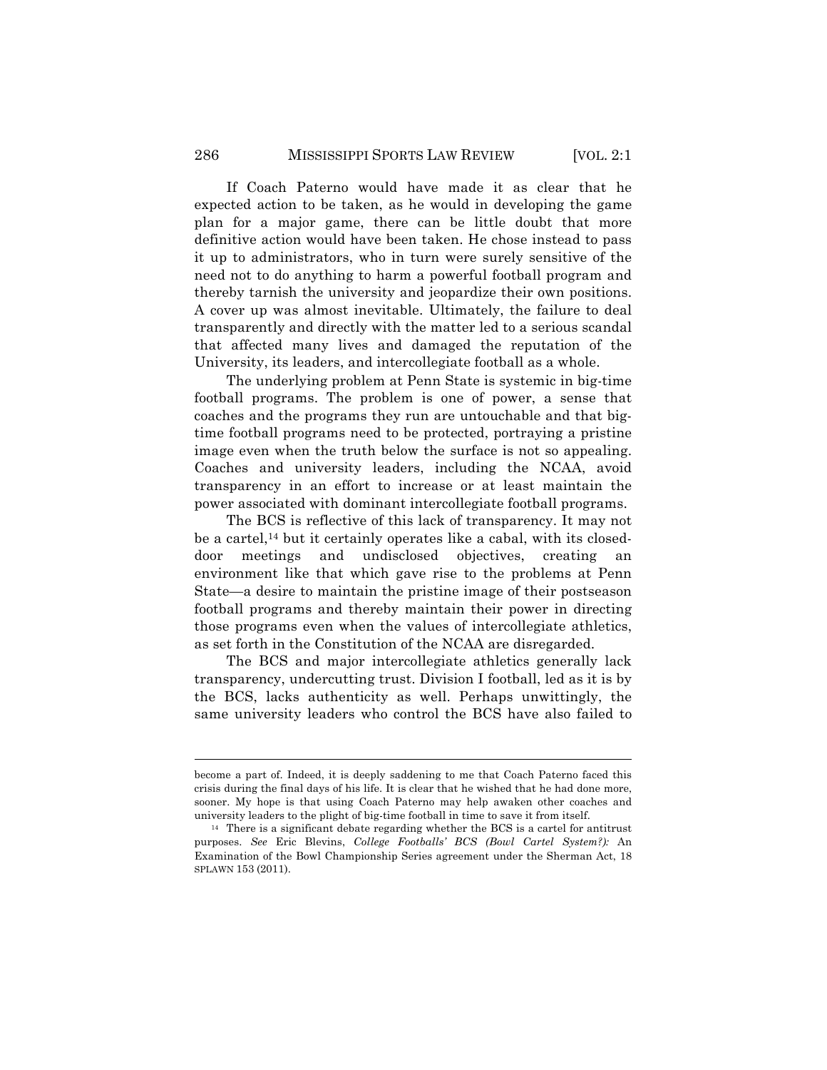If Coach Paterno would have made it as clear that he expected action to be taken, as he would in developing the game plan for a major game, there can be little doubt that more definitive action would have been taken. He chose instead to pass it up to administrators, who in turn were surely sensitive of the need not to do anything to harm a powerful football program and thereby tarnish the university and jeopardize their own positions. A cover up was almost inevitable. Ultimately, the failure to deal transparently and directly with the matter led to a serious scandal that affected many lives and damaged the reputation of the University, its leaders, and intercollegiate football as a whole.

The underlying problem at Penn State is systemic in big-time football programs. The problem is one of power, a sense that coaches and the programs they run are untouchable and that big-time football programs need to be protected, portraying a pristine image even when the truth below the surface is not so appealing. Coaches and university leaders, including the NCAA, avoid transparency in an effort to increase or at least maintain the power associated with dominant intercollegiate football programs.

The BCS is reflective of this lack of transparency. It may not be a cartel,[14] but it certainly operates like a cabal, with its closed-door meetings and undisclosed objectives, creating an environment like that which gave rise to the problems at Penn State—a desire to maintain the pristine image of their postseason football programs and thereby maintain their power in directing those programs even when the values of intercollegiate athletics, as set forth in the Constitution of the NCAA are disregarded.

The BCS and major intercollegiate athletics generally lack transparency, undercutting trust. Division I football, led as it is by the BCS, lacks authenticity as well. Perhaps unwittingly, the same university leaders who control the BCS have also failed to

---

become a part of. Indeed, it is deeply saddening to me that Coach Paterno faced this crisis during the final days of his life. It is clear that he wished that he had done more, sooner. My hope is that using Coach Paterno may help awaken other coaches and university leaders to the plight of big-time football in time to save it from itself.

[14] There is a significant debate regarding whether the BCS is a cartel for antitrust purposes. *See* Eric Blevins, *College Footballs' BCS (Bowl Cartel System?):* An Examination of the Bowl Championship Series agreement under the Sherman Act, 18 SPLAWN 153 (2011).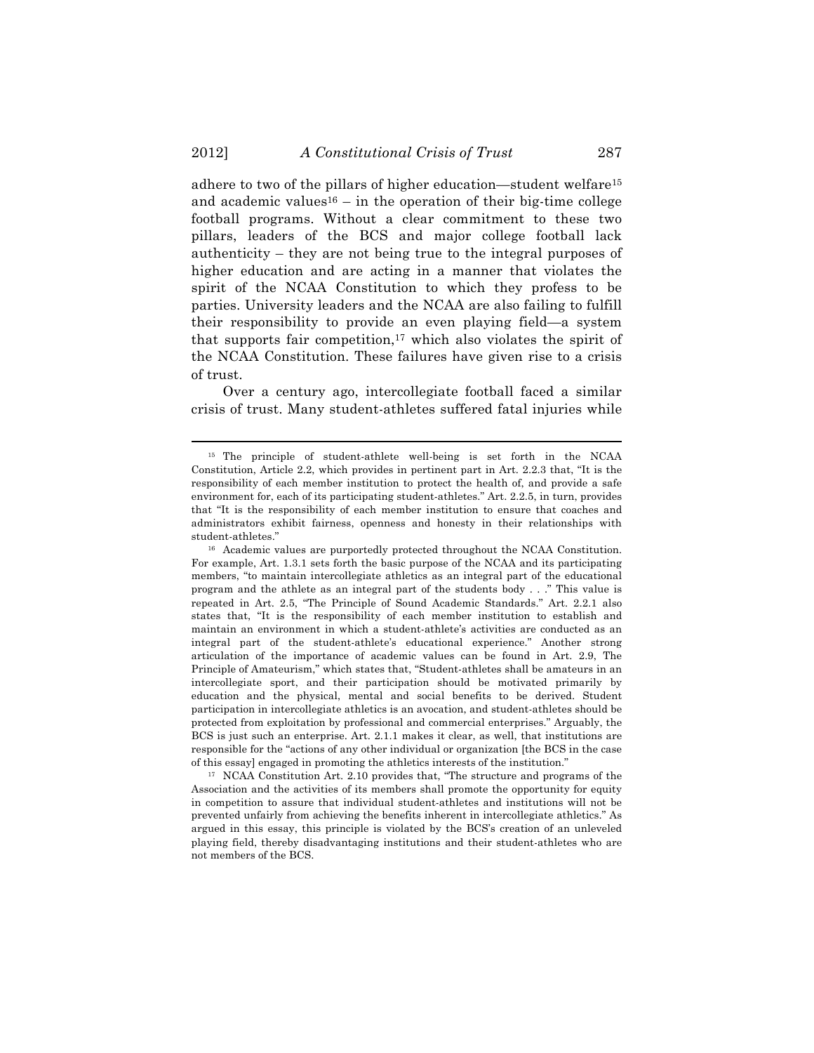adhere to two of the pillars of higher education—student welfare[15] and academic values[16] – in the operation of their big-time college football programs. Without a clear commitment to these two pillars, leaders of the BCS and major college football lack authenticity – they are not being true to the integral purposes of higher education and are acting in a manner that violates the spirit of the NCAA Constitution to which they profess to be parties. University leaders and the NCAA are also failing to fulfill their responsibility to provide an even playing field—a system that supports fair competition,[17] which also violates the spirit of the NCAA Constitution. These failures have given rise to a crisis of trust.

Over a century ago, intercollegiate football faced a similar crisis of trust. Many student-athletes suffered fatal injuries while

---

[15] The principle of student-athlete well-being is set forth in the NCAA Constitution, Article 2.2, which provides in pertinent part in Art. 2.2.3 that, "It is the responsibility of each member institution to protect the health of, and provide a safe environment for, each of its participating student-athletes." Art. 2.2.5, in turn, provides that "It is the responsibility of each member institution to ensure that coaches and administrators exhibit fairness, openness and honesty in their relationships with student-athletes."

[16] Academic values are purportedly protected throughout the NCAA Constitution. For example, Art. 1.3.1 sets forth the basic purpose of the NCAA and its participating members, "to maintain intercollegiate athletics as an integral part of the educational program and the athlete as an integral part of the students body . . ." This value is repeated in Art. 2.5, "The Principle of Sound Academic Standards." Art. 2.2.1 also states that, "It is the responsibility of each member institution to establish and maintain an environment in which a student-athlete's activities are conducted as an integral part of the student-athlete's educational experience." Another strong articulation of the importance of academic values can be found in Art. 2.9, The Principle of Amateurism," which states that, "Student-athletes shall be amateurs in an intercollegiate sport, and their participation should be motivated primarily by education and the physical, mental and social benefits to be derived. Student participation in intercollegiate athletics is an avocation, and student-athletes should be protected from exploitation by professional and commercial enterprises." Arguably, the BCS is just such an enterprise. Art. 2.1.1 makes it clear, as well, that institutions are responsible for the "actions of any other individual or organization [the BCS in the case of this essay] engaged in promoting the athletics interests of the institution."

[17] NCAA Constitution Art. 2.10 provides that, "The structure and programs of the Association and the activities of its members shall promote the opportunity for equity in competition to assure that individual student-athletes and institutions will not be prevented unfairly from achieving the benefits inherent in intercollegiate athletics." As argued in this essay, this principle is violated by the BCS's creation of an unleveled playing field, thereby disadvantaging institutions and their student-athletes who are not members of the BCS.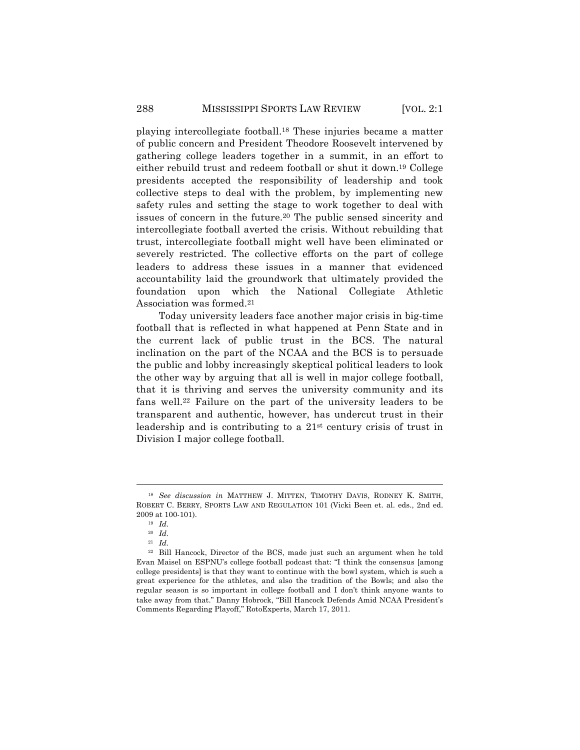playing intercollegiate football.[18] These injuries became a matter of public concern and President Theodore Roosevelt intervened by gathering college leaders together in a summit, in an effort to either rebuild trust and redeem football or shut it down.[19] College presidents accepted the responsibility of leadership and took collective steps to deal with the problem, by implementing new safety rules and setting the stage to work together to deal with issues of concern in the future.[20] The public sensed sincerity and intercollegiate football averted the crisis. Without rebuilding that trust, intercollegiate football might well have been eliminated or severely restricted. The collective efforts on the part of college leaders to address these issues in a manner that evidenced accountability laid the groundwork that ultimately provided the foundation upon which the National Collegiate Athletic Association was formed.[21]

Today university leaders face another major crisis in big-time football that is reflected in what happened at Penn State and in the current lack of public trust in the BCS. The natural inclination on the part of the NCAA and the BCS is to persuade the public and lobby increasingly skeptical political leaders to look the other way by arguing that all is well in major college football, that it is thriving and serves the university community and its fans well.[22] Failure on the part of the university leaders to be transparent and authentic, however, has undercut trust in their leadership and is contributing to a 21st century crisis of trust in Division I major college football.

---

[18] *See discussion in* MATTHEW J. MITTEN, TIMOTHY DAVIS, RODNEY K. SMITH, ROBERT C. BERRY, SPORTS LAW AND REGULATION 101 (Vicki Been et. al. eds., 2nd ed. 2009 at 100-101).

[19] *Id.*

[20] *Id.*

[21] *Id.*

[22] Bill Hancock, Director of the BCS, made just such an argument when he told Evan Maisel on ESPNU's college football podcast that: "I think the consensus [among college presidents] is that they want to continue with the bowl system, which is such a great experience for the athletes, and also the tradition of the Bowls; and also the regular season is so important in college football and I don't think anyone wants to take away from that." Danny Hobrock, "Bill Hancock Defends Amid NCAA President's Comments Regarding Playoff," RotoExperts, March 17, 2011.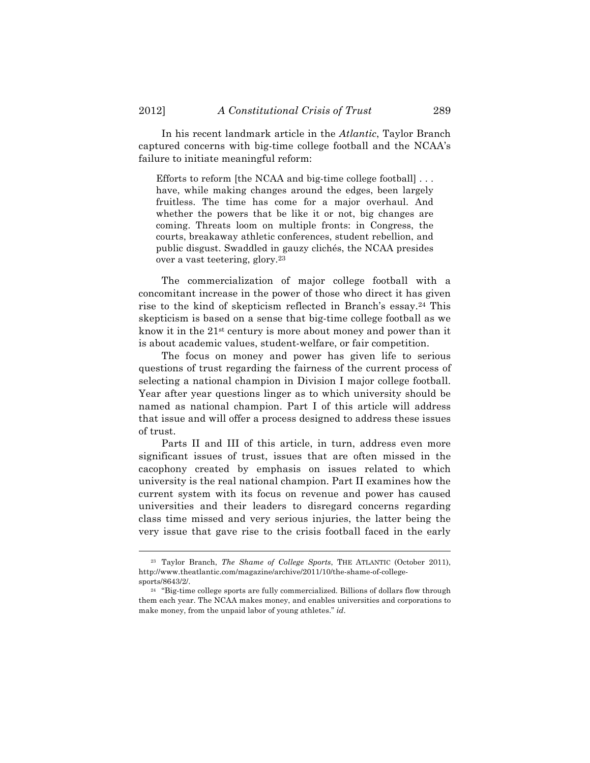In his recent landmark article in the *Atlantic*, Taylor Branch captured concerns with big-time college football and the NCAA's failure to initiate meaningful reform:

> Efforts to reform [the NCAA and big-time college football] . . . have, while making changes around the edges, been largely fruitless. The time has come for a major overhaul. And whether the powers that be like it or not, big changes are coming. Threats loom on multiple fronts: in Congress, the courts, breakaway athletic conferences, student rebellion, and public disgust. Swaddled in gauzy clichés, the NCAA presides over a vast teetering, glory.[23]

The commercialization of major college football with a concomitant increase in the power of those who direct it has given rise to the kind of skepticism reflected in Branch's essay.[24] This skepticism is based on a sense that big-time college football as we know it in the 21st century is more about money and power than it is about academic values, student-welfare, or fair competition.

The focus on money and power has given life to serious questions of trust regarding the fairness of the current process of selecting a national champion in Division I major college football. Year after year questions linger as to which university should be named as national champion. Part I of this article will address that issue and will offer a process designed to address these issues of trust.

Parts II and III of this article, in turn, address even more significant issues of trust, issues that are often missed in the cacophony created by emphasis on issues related to which university is the real national champion. Part II examines how the current system with its focus on revenue and power has caused universities and their leaders to disregard concerns regarding class time missed and very serious injuries, the latter being the very issue that gave rise to the crisis football faced in the early

---

[23] Taylor Branch, *The Shame of College Sports*, THE ATLANTIC (October 2011), http://www.theatlantic.com/magazine/archive/2011/10/the-shame-of-college-sports/8643/2/.

[24] "Big-time college sports are fully commercialized. Billions of dollars flow through them each year. The NCAA makes money, and enables universities and corporations to make money, from the unpaid labor of young athletes." *id*.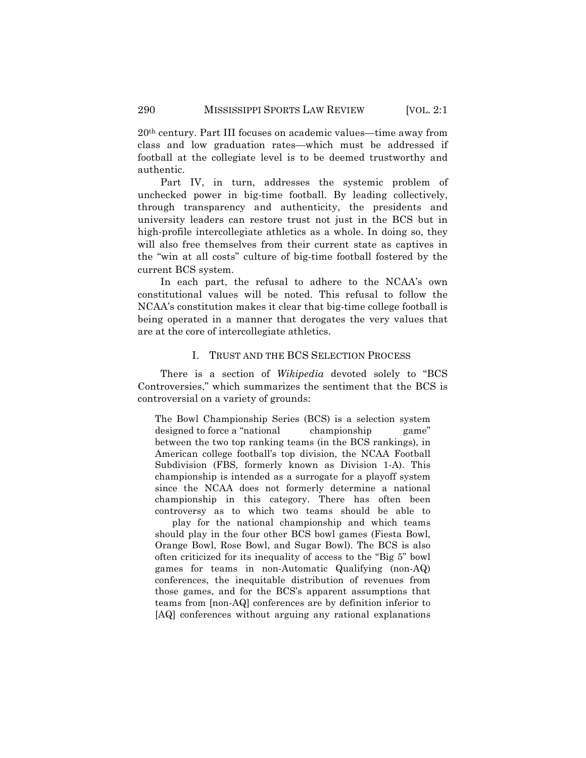20th century. Part III focuses on academic values—time away from class and low graduation rates—which must be addressed if football at the collegiate level is to be deemed trustworthy and authentic.

Part IV, in turn, addresses the systemic problem of unchecked power in big-time football. By leading collectively, through transparency and authenticity, the presidents and university leaders can restore trust not just in the BCS but in high-profile intercollegiate athletics as a whole. In doing so, they will also free themselves from their current state as captives in the "win at all costs" culture of big-time football fostered by the current BCS system.

In each part, the refusal to adhere to the NCAA's own constitutional values will be noted. This refusal to follow the NCAA's constitution makes it clear that big-time college football is being operated in a manner that derogates the very values that are at the core of intercollegiate athletics.

## I. TRUST AND THE BCS SELECTION PROCESS

There is a section of *Wikipedia* devoted solely to "BCS Controversies," which summarizes the sentiment that the BCS is controversial on a variety of grounds:

> The Bowl Championship Series (BCS) is a selection system designed to force a "national championship game" between the two top ranking teams (in the BCS rankings), in American college football's top division, the NCAA Football Subdivision (FBS, formerly known as Division 1-A). This championship is intended as a surrogate for a playoff system since the NCAA does not formerly determine a national championship in this category. There has often been controversy as to which two teams should be able to play for the national championship and which teams should play in the four other BCS bowl games (Fiesta Bowl, Orange Bowl, Rose Bowl, and Sugar Bowl). The BCS is also often criticized for its inequality of access to the "Big 5" bowl games for teams in non-Automatic Qualifying (non-AQ) conferences, the inequitable distribution of revenues from those games, and for the BCS's apparent assumptions that teams from [non-AQ] conferences are by definition inferior to [AQ] conferences without arguing any rational explanations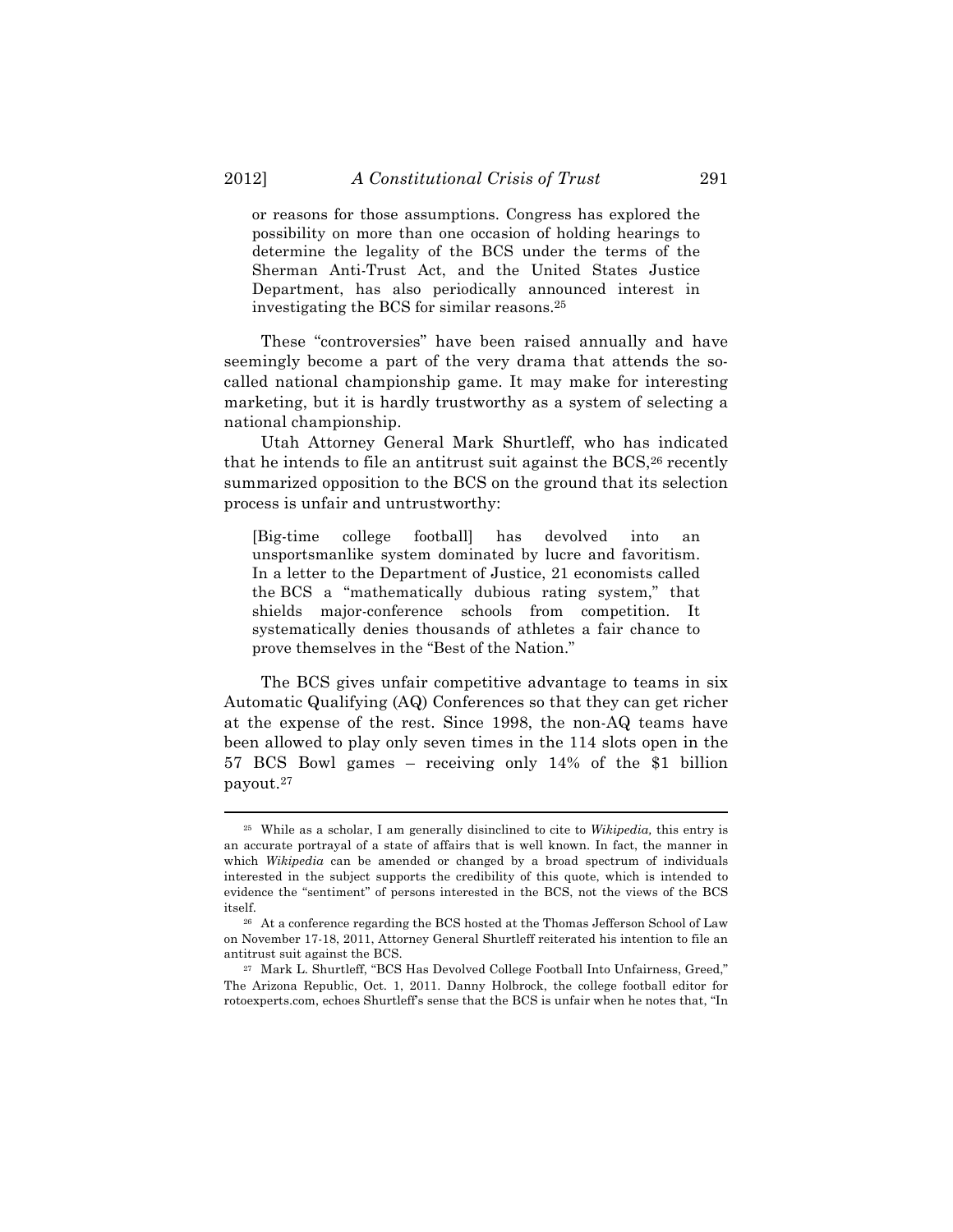> or reasons for those assumptions. Congress has explored the possibility on more than one occasion of holding hearings to determine the legality of the BCS under the terms of the Sherman Anti-Trust Act, and the United States Justice Department, has also periodically announced interest in investigating the BCS for similar reasons.[25]

These "controversies" have been raised annually and have seemingly become a part of the very drama that attends the so-called national championship game. It may make for interesting marketing, but it is hardly trustworthy as a system of selecting a national championship.

Utah Attorney General Mark Shurtleff, who has indicated that he intends to file an antitrust suit against the BCS,[26] recently summarized opposition to the BCS on the ground that its selection process is unfair and untrustworthy:

> [Big-time college football] has devolved into an unsportsmanlike system dominated by lucre and favoritism. In a letter to the Department of Justice, 21 economists called the BCS a "mathematically dubious rating system," that shields major-conference schools from competition. It systematically denies thousands of athletes a fair chance to prove themselves in the "Best of the Nation."

The BCS gives unfair competitive advantage to teams in six Automatic Qualifying (AQ) Conferences so that they can get richer at the expense of the rest. Since 1998, the non-AQ teams have been allowed to play only seven times in the 114 slots open in the 57 BCS Bowl games – receiving only 14% of the $1 billion payout.[27]

---

[25] While as a scholar, I am generally disinclined to cite to *Wikipedia,* this entry is an accurate portrayal of a state of affairs that is well known. In fact, the manner in which *Wikipedia* can be amended or changed by a broad spectrum of individuals interested in the subject supports the credibility of this quote, which is intended to evidence the "sentiment" of persons interested in the BCS, not the views of the BCS itself.

[26] At a conference regarding the BCS hosted at the Thomas Jefferson School of Law on November 17-18, 2011, Attorney General Shurtleff reiterated his intention to file an antitrust suit against the BCS.

[27] Mark L. Shurtleff, "BCS Has Devolved College Football Into Unfairness, Greed," The Arizona Republic, Oct. 1, 2011. Danny Holbrock, the college football editor for rotoexperts.com, echoes Shurtleff's sense that the BCS is unfair when he notes that, "In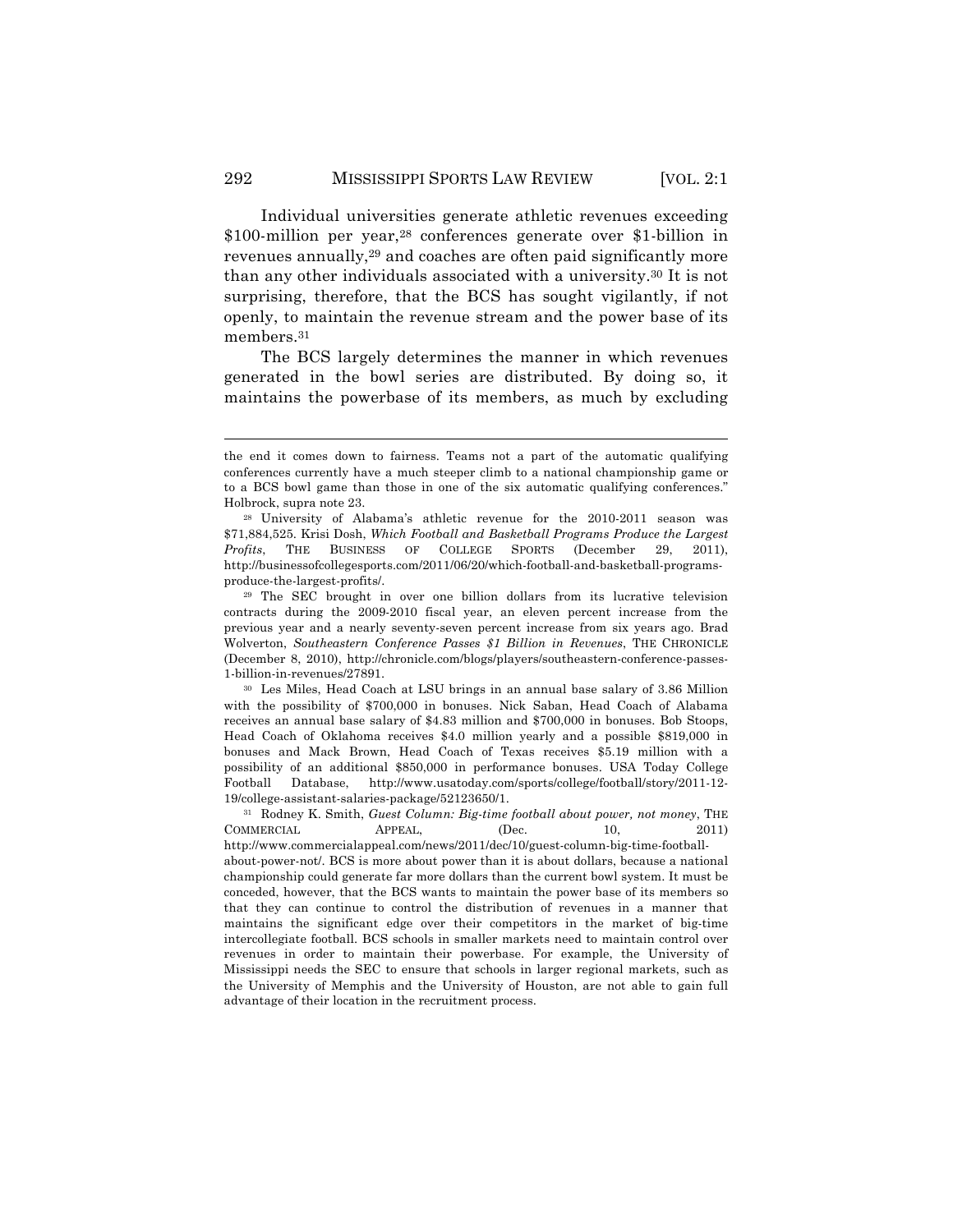Individual universities generate athletic revenues exceeding \$100-million per year,[28] conferences generate over \$1-billion in revenues annually,[29] and coaches are often paid significantly more than any other individuals associated with a university.[30] It is not surprising, therefore, that the BCS has sought vigilantly, if not openly, to maintain the revenue stream and the power base of its members.[31]

The BCS largely determines the manner in which revenues generated in the bowl series are distributed. By doing so, it maintains the powerbase of its members, as much by excluding

---

the end it comes down to fairness. Teams not a part of the automatic qualifying conferences currently have a much steeper climb to a national championship game or to a BCS bowl game than those in one of the six automatic qualifying conferences." Holbrock, supra note 23.

[28] University of Alabama's athletic revenue for the 2010-2011 season was \$71,884,525. Krisi Dosh, *Which Football and Basketball Programs Produce the Largest Profits*, THE BUSINESS OF COLLEGE SPORTS (December 29, 2011), http://businessofcollegesports.com/2011/06/20/which-football-and-basketball-programs-produce-the-largest-profits/.

[29] The SEC brought in over one billion dollars from its lucrative television contracts during the 2009-2010 fiscal year, an eleven percent increase from the previous year and a nearly seventy-seven percent increase from six years ago. Brad Wolverton, *Southeastern Conference Passes \$1 Billion in Revenues*, THE CHRONICLE (December 8, 2010), http://chronicle.com/blogs/players/southeastern-conference-passes-1-billion-in-revenues/27891.

[30] Les Miles, Head Coach at LSU brings in an annual base salary of 3.86 Million with the possibility of \$700,000 in bonuses. Nick Saban, Head Coach of Alabama receives an annual base salary of \$4.83 million and \$700,000 in bonuses. Bob Stoops, Head Coach of Oklahoma receives \$4.0 million yearly and a possible \$819,000 in bonuses and Mack Brown, Head Coach of Texas receives \$5.19 million with a possibility of an additional \$850,000 in performance bonuses. USA Today College Football Database, http://www.usatoday.com/sports/college/football/story/2011-12-19/college-assistant-salaries-package/52123650/1.

[31] Rodney K. Smith, *Guest Column: Big-time football about power, not money*, THE COMMERCIAL APPEAL, (Dec. 10, 2011) http://www.commercialappeal.com/news/2011/dec/10/guest-column-big-time-football-about-power-not/. BCS is more about power than it is about dollars, because a national championship could generate far more dollars than the current bowl system. It must be conceded, however, that the BCS wants to maintain the power base of its members so that they can continue to control the distribution of revenues in a manner that maintains the significant edge over their competitors in the market of big-time intercollegiate football. BCS schools in smaller markets need to maintain control over revenues in order to maintain their powerbase. For example, the University of Mississippi needs the SEC to ensure that schools in larger regional markets, such as the University of Memphis and the University of Houston, are not able to gain full advantage of their location in the recruitment process.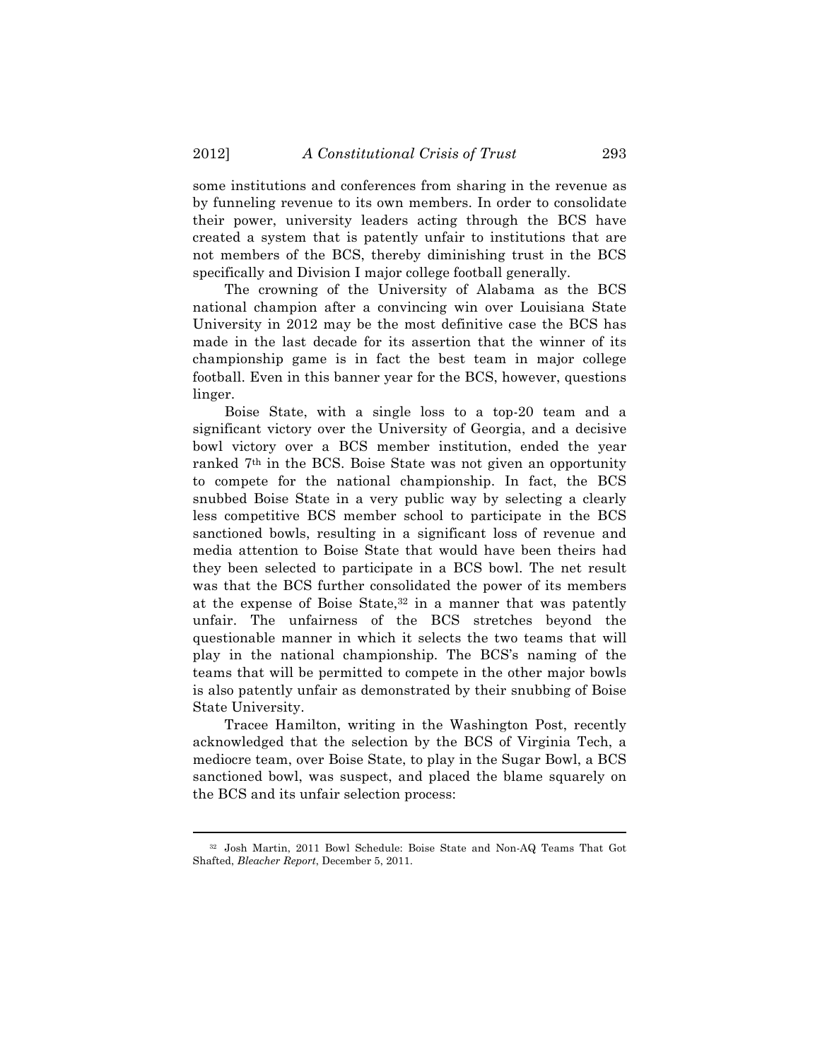some institutions and conferences from sharing in the revenue as by funneling revenue to its own members. In order to consolidate their power, university leaders acting through the BCS have created a system that is patently unfair to institutions that are not members of the BCS, thereby diminishing trust in the BCS specifically and Division I major college football generally.

The crowning of the University of Alabama as the BCS national champion after a convincing win over Louisiana State University in 2012 may be the most definitive case the BCS has made in the last decade for its assertion that the winner of its championship game is in fact the best team in major college football. Even in this banner year for the BCS, however, questions linger.

Boise State, with a single loss to a top-20 team and a significant victory over the University of Georgia, and a decisive bowl victory over a BCS member institution, ended the year ranked 7th in the BCS. Boise State was not given an opportunity to compete for the national championship. In fact, the BCS snubbed Boise State in a very public way by selecting a clearly less competitive BCS member school to participate in the BCS sanctioned bowls, resulting in a significant loss of revenue and media attention to Boise State that would have been theirs had they been selected to participate in a BCS bowl. The net result was that the BCS further consolidated the power of its members at the expense of Boise State,[32] in a manner that was patently unfair. The unfairness of the BCS stretches beyond the questionable manner in which it selects the two teams that will play in the national championship. The BCS's naming of the teams that will be permitted to compete in the other major bowls is also patently unfair as demonstrated by their snubbing of Boise State University.

Tracee Hamilton, writing in the Washington Post, recently acknowledged that the selection by the BCS of Virginia Tech, a mediocre team, over Boise State, to play in the Sugar Bowl, a BCS sanctioned bowl, was suspect, and placed the blame squarely on the BCS and its unfair selection process:

---

[32] Josh Martin, 2011 Bowl Schedule: Boise State and Non-AQ Teams That Got Shafted, *Bleacher Report*, December 5, 2011.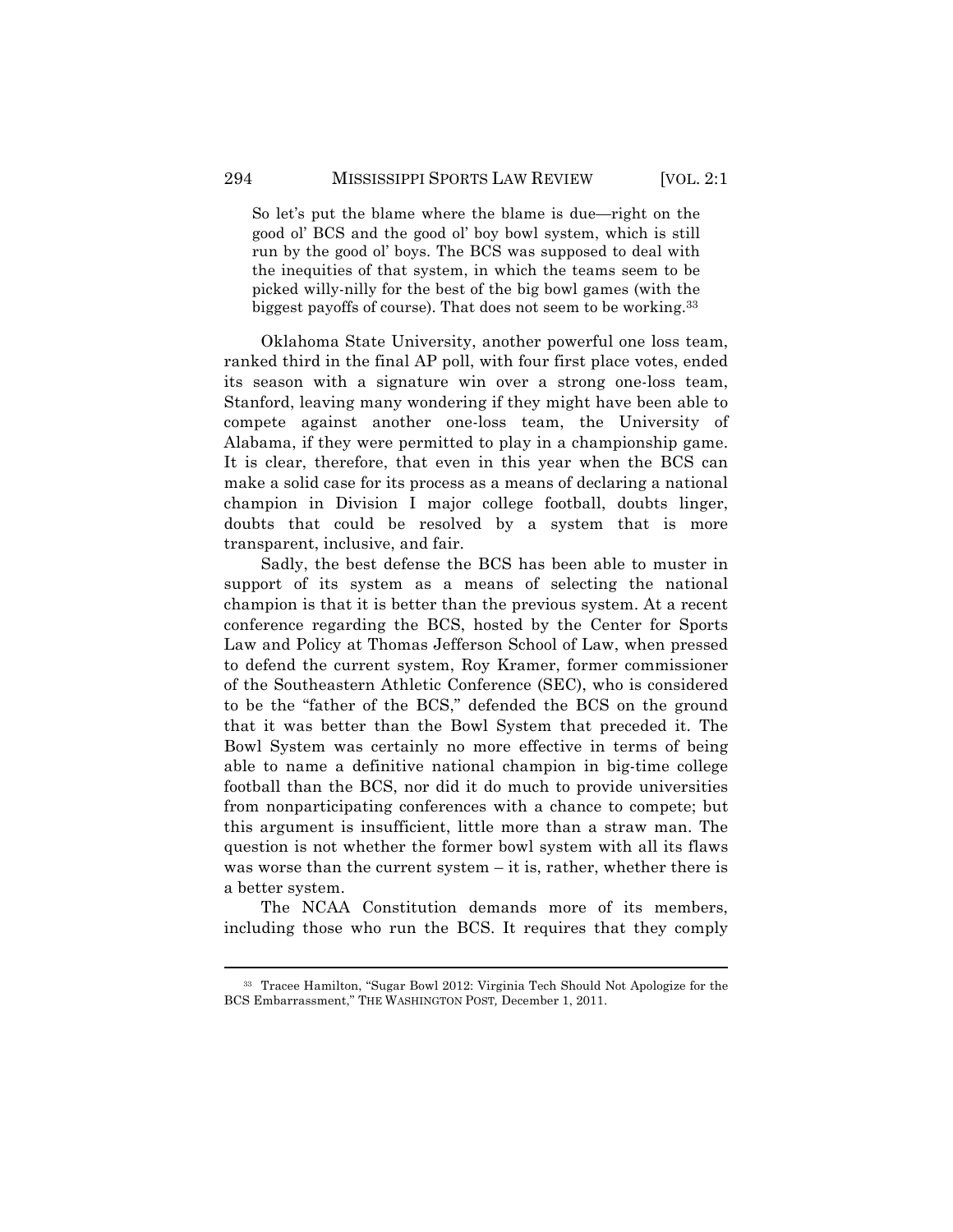> So let's put the blame where the blame is due—right on the good ol' BCS and the good ol' boy bowl system, which is still run by the good ol' boys. The BCS was supposed to deal with the inequities of that system, in which the teams seem to be picked willy-nilly for the best of the big bowl games (with the biggest payoffs of course). That does not seem to be working.[33]

Oklahoma State University, another powerful one loss team, ranked third in the final AP poll, with four first place votes, ended its season with a signature win over a strong one-loss team, Stanford, leaving many wondering if they might have been able to compete against another one-loss team, the University of Alabama, if they were permitted to play in a championship game. It is clear, therefore, that even in this year when the BCS can make a solid case for its process as a means of declaring a national champion in Division I major college football, doubts linger, doubts that could be resolved by a system that is more transparent, inclusive, and fair.

Sadly, the best defense the BCS has been able to muster in support of its system as a means of selecting the national champion is that it is better than the previous system. At a recent conference regarding the BCS, hosted by the Center for Sports Law and Policy at Thomas Jefferson School of Law, when pressed to defend the current system, Roy Kramer, former commissioner of the Southeastern Athletic Conference (SEC), who is considered to be the "father of the BCS," defended the BCS on the ground that it was better than the Bowl System that preceded it. The Bowl System was certainly no more effective in terms of being able to name a definitive national champion in big-time college football than the BCS, nor did it do much to provide universities from nonparticipating conferences with a chance to compete; but this argument is insufficient, little more than a straw man. The question is not whether the former bowl system with all its flaws was worse than the current system – it is, rather, whether there is a better system.

The NCAA Constitution demands more of its members, including those who run the BCS. It requires that they comply

---

[33] Tracee Hamilton, "Sugar Bowl 2012: Virginia Tech Should Not Apologize for the BCS Embarrassment," THE WASHINGTON POST, December 1, 2011.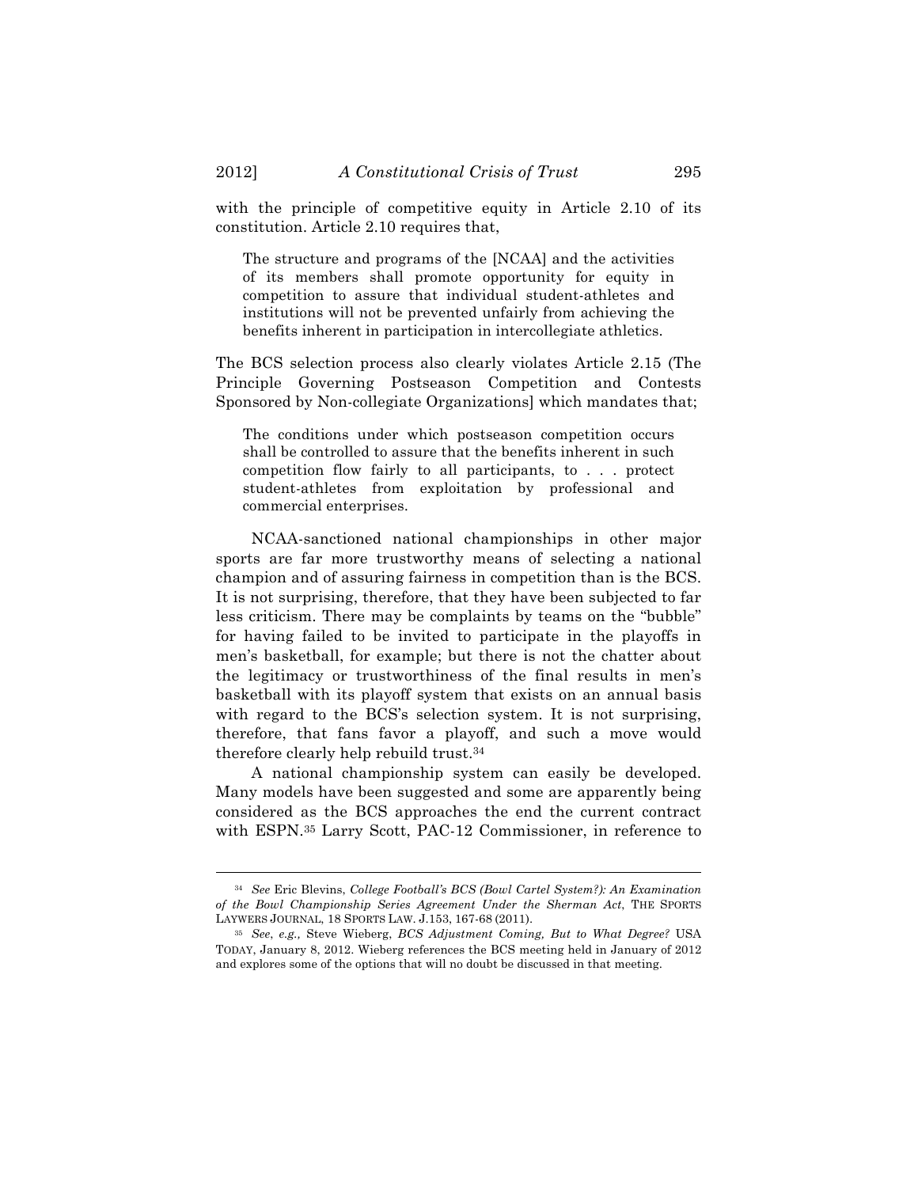with the principle of competitive equity in Article 2.10 of its constitution. Article 2.10 requires that,

> The structure and programs of the [NCAA] and the activities of its members shall promote opportunity for equity in competition to assure that individual student-athletes and institutions will not be prevented unfairly from achieving the benefits inherent in participation in intercollegiate athletics.

The BCS selection process also clearly violates Article 2.15 (The Principle Governing Postseason Competition and Contests Sponsored by Non-collegiate Organizations] which mandates that;

> The conditions under which postseason competition occurs shall be controlled to assure that the benefits inherent in such competition flow fairly to all participants, to . . . protect student-athletes from exploitation by professional and commercial enterprises.

NCAA-sanctioned national championships in other major sports are far more trustworthy means of selecting a national champion and of assuring fairness in competition than is the BCS. It is not surprising, therefore, that they have been subjected to far less criticism. There may be complaints by teams on the "bubble" for having failed to be invited to participate in the playoffs in men's basketball, for example; but there is not the chatter about the legitimacy or trustworthiness of the final results in men's basketball with its playoff system that exists on an annual basis with regard to the BCS's selection system. It is not surprising, therefore, that fans favor a playoff, and such a move would therefore clearly help rebuild trust.[34]

A national championship system can easily be developed. Many models have been suggested and some are apparently being considered as the BCS approaches the end the current contract with ESPN.[35] Larry Scott, PAC-12 Commissioner, in reference to

---

[34] *See* Eric Blevins, *College Football's BCS (Bowl Cartel System?): An Examination of the Bowl Championship Series Agreement Under the Sherman Act*, THE SPORTS LAYWERS JOURNAL, 18 SPORTS LAW. J.153, 167-68 (2011).

[35] *See*, *e.g.*, Steve Wieberg, *BCS Adjustment Coming, But to What Degree?* USA TODAY, January 8, 2012. Wieberg references the BCS meeting held in January of 2012 and explores some of the options that will no doubt be discussed in that meeting.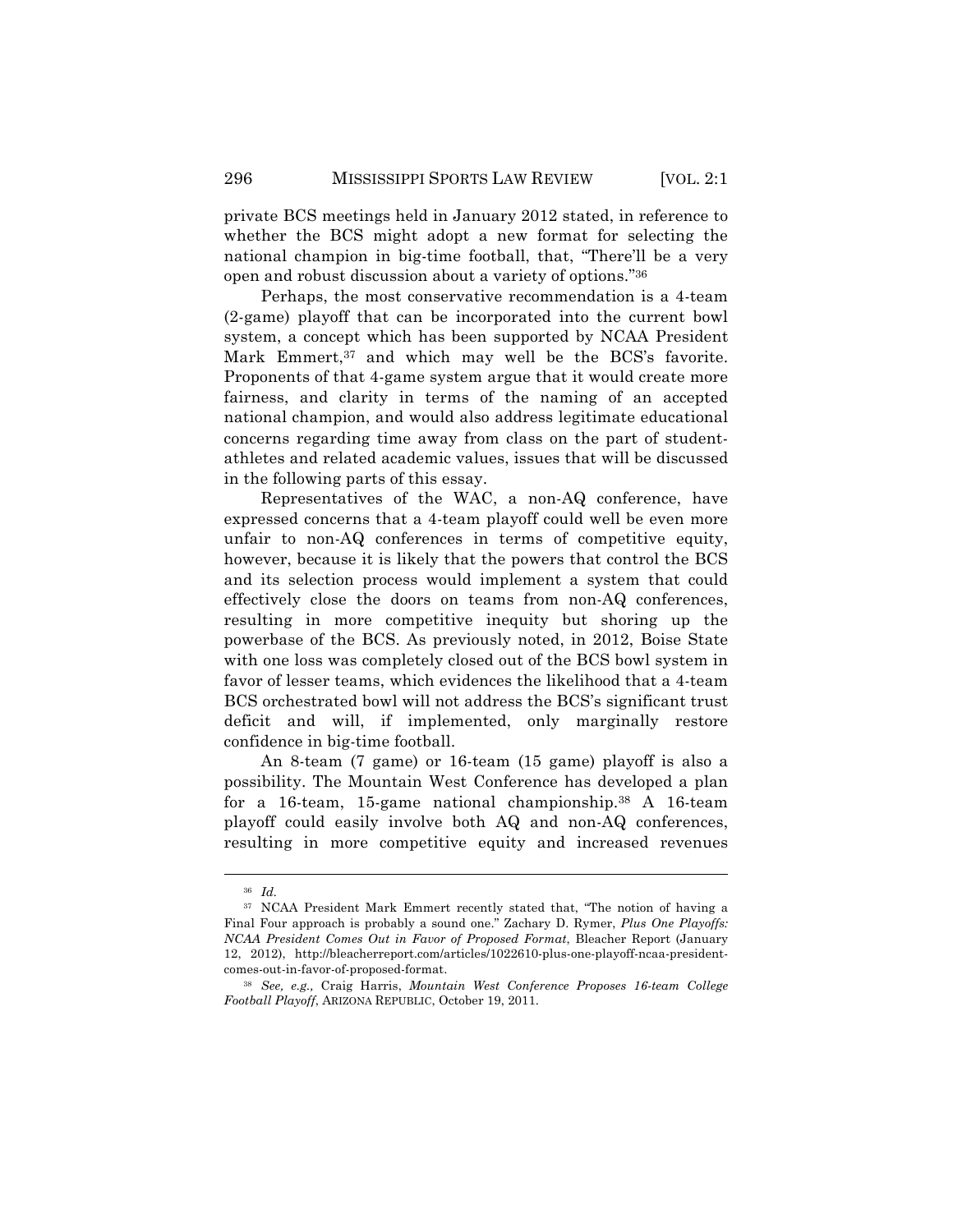private BCS meetings held in January 2012 stated, in reference to whether the BCS might adopt a new format for selecting the national champion in big-time football, that, "There'll be a very open and robust discussion about a variety of options."[36]

Perhaps, the most conservative recommendation is a 4-team (2-game) playoff that can be incorporated into the current bowl system, a concept which has been supported by NCAA President Mark Emmert,[37] and which may well be the BCS's favorite. Proponents of that 4-game system argue that it would create more fairness, and clarity in terms of the naming of an accepted national champion, and would also address legitimate educational concerns regarding time away from class on the part of student-athletes and related academic values, issues that will be discussed in the following parts of this essay.

Representatives of the WAC, a non-AQ conference, have expressed concerns that a 4-team playoff could well be even more unfair to non-AQ conferences in terms of competitive equity, however, because it is likely that the powers that control the BCS and its selection process would implement a system that could effectively close the doors on teams from non-AQ conferences, resulting in more competitive inequity but shoring up the powerbase of the BCS. As previously noted, in 2012, Boise State with one loss was completely closed out of the BCS bowl system in favor of lesser teams, which evidences the likelihood that a 4-team BCS orchestrated bowl will not address the BCS's significant trust deficit and will, if implemented, only marginally restore confidence in big-time football.

An 8-team (7 game) or 16-team (15 game) playoff is also a possibility. The Mountain West Conference has developed a plan for a 16-team, 15-game national championship.[38] A 16-team playoff could easily involve both AQ and non-AQ conferences, resulting in more competitive equity and increased revenues

---

[36] *Id.*

[37] NCAA President Mark Emmert recently stated that, "The notion of having a Final Four approach is probably a sound one." Zachary D. Rymer, *Plus One Playoffs: NCAA President Comes Out in Favor of Proposed Format*, Bleacher Report (January 12, 2012), http://bleacherreport.com/articles/1022610-plus-one-playoff-ncaa-president-comes-out-in-favor-of-proposed-format.

[38] *See, e.g.,* Craig Harris, *Mountain West Conference Proposes 16-team College Football Playoff*, ARIZONA REPUBLIC, October 19, 2011.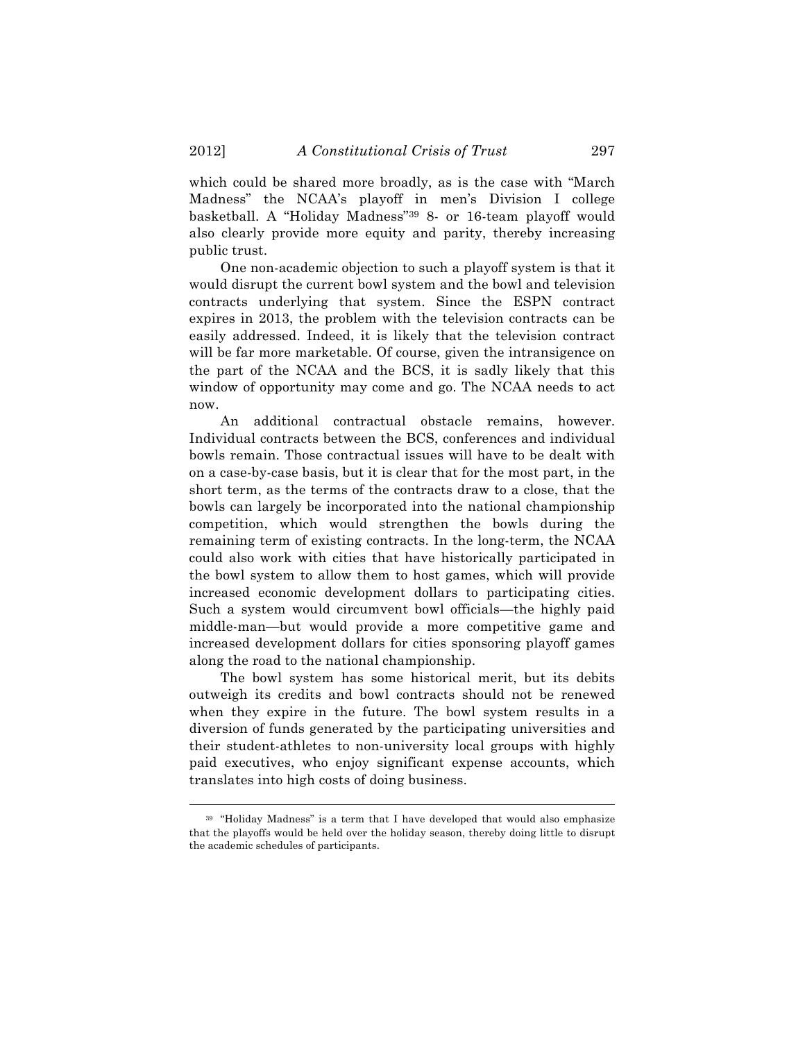which could be shared more broadly, as is the case with "March Madness" the NCAA's playoff in men's Division I college basketball. A "Holiday Madness"[39] 8- or 16-team playoff would also clearly provide more equity and parity, thereby increasing public trust.

One non-academic objection to such a playoff system is that it would disrupt the current bowl system and the bowl and television contracts underlying that system. Since the ESPN contract expires in 2013, the problem with the television contracts can be easily addressed. Indeed, it is likely that the television contract will be far more marketable. Of course, given the intransigence on the part of the NCAA and the BCS, it is sadly likely that this window of opportunity may come and go. The NCAA needs to act now.

An additional contractual obstacle remains, however. Individual contracts between the BCS, conferences and individual bowls remain. Those contractual issues will have to be dealt with on a case-by-case basis, but it is clear that for the most part, in the short term, as the terms of the contracts draw to a close, that the bowls can largely be incorporated into the national championship competition, which would strengthen the bowls during the remaining term of existing contracts. In the long-term, the NCAA could also work with cities that have historically participated in the bowl system to allow them to host games, which will provide increased economic development dollars to participating cities. Such a system would circumvent bowl officials—the highly paid middle-man—but would provide a more competitive game and increased development dollars for cities sponsoring playoff games along the road to the national championship.

The bowl system has some historical merit, but its debits outweigh its credits and bowl contracts should not be renewed when they expire in the future. The bowl system results in a diversion of funds generated by the participating universities and their student-athletes to non-university local groups with highly paid executives, who enjoy significant expense accounts, which translates into high costs of doing business.

---

[39] "Holiday Madness" is a term that I have developed that would also emphasize that the playoffs would be held over the holiday season, thereby doing little to disrupt the academic schedules of participants.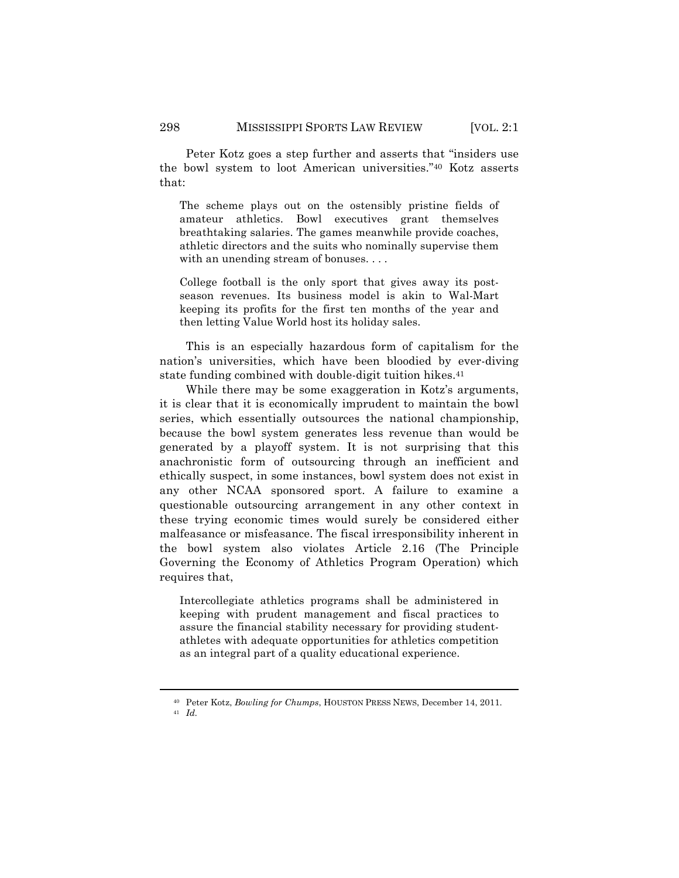Peter Kotz goes a step further and asserts that "insiders use the bowl system to loot American universities."[40] Kotz asserts that:

> The scheme plays out on the ostensibly pristine fields of amateur athletics. Bowl executives grant themselves breathtaking salaries. The games meanwhile provide coaches, athletic directors and the suits who nominally supervise them with an unending stream of bonuses. . . .
>
> College football is the only sport that gives away its post-season revenues. Its business model is akin to Wal-Mart keeping its profits for the first ten months of the year and then letting Value World host its holiday sales.

This is an especially hazardous form of capitalism for the nation's universities, which have been bloodied by ever-diving state funding combined with double-digit tuition hikes.[41]

While there may be some exaggeration in Kotz's arguments, it is clear that it is economically imprudent to maintain the bowl series, which essentially outsources the national championship, because the bowl system generates less revenue than would be generated by a playoff system. It is not surprising that this anachronistic form of outsourcing through an inefficient and ethically suspect, in some instances, bowl system does not exist in any other NCAA sponsored sport. A failure to examine a questionable outsourcing arrangement in any other context in these trying economic times would surely be considered either malfeasance or misfeasance. The fiscal irresponsibility inherent in the bowl system also violates Article 2.16 (The Principle Governing the Economy of Athletics Program Operation) which requires that,

> Intercollegiate athletics programs shall be administered in keeping with prudent management and fiscal practices to assure the financial stability necessary for providing student-athletes with adequate opportunities for athletics competition as an integral part of a quality educational experience.

---

[40] Peter Kotz, *Bowling for Chumps*, HOUSTON PRESS NEWS, December 14, 2011.

[41] *Id.*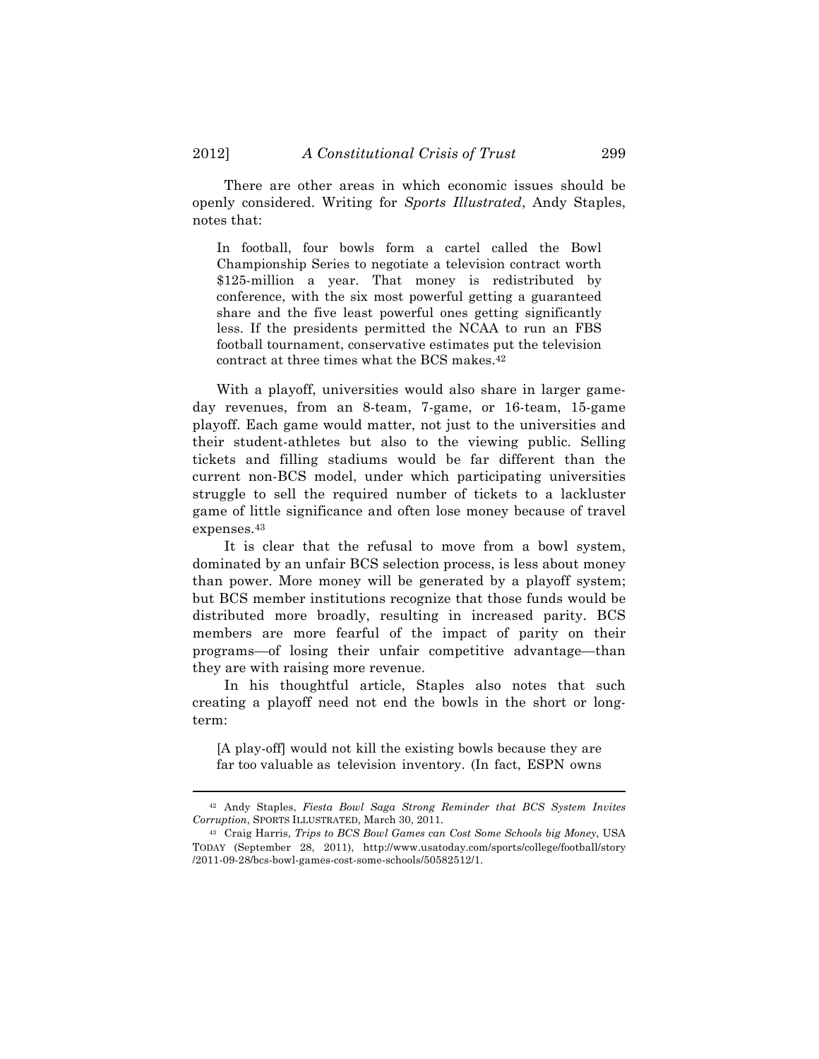There are other areas in which economic issues should be openly considered. Writing for *Sports Illustrated*, Andy Staples, notes that:

> In football, four bowls form a cartel called the Bowl Championship Series to negotiate a television contract worth $125-million a year. That money is redistributed by conference, with the six most powerful getting a guaranteed share and the five least powerful ones getting significantly less. If the presidents permitted the NCAA to run an FBS football tournament, conservative estimates put the television contract at three times what the BCS makes.[42]

With a playoff, universities would also share in larger game-day revenues, from an 8-team, 7-game, or 16-team, 15-game playoff. Each game would matter, not just to the universities and their student-athletes but also to the viewing public. Selling tickets and filling stadiums would be far different than the current non-BCS model, under which participating universities struggle to sell the required number of tickets to a lackluster game of little significance and often lose money because of travel expenses.[43]

It is clear that the refusal to move from a bowl system, dominated by an unfair BCS selection process, is less about money than power. More money will be generated by a playoff system; but BCS member institutions recognize that those funds would be distributed more broadly, resulting in increased parity. BCS members are more fearful of the impact of parity on their programs—of losing their unfair competitive advantage—than they are with raising more revenue.

In his thoughtful article, Staples also notes that such creating a playoff need not end the bowls in the short or long-term:

> [A play-off] would not kill the existing bowls because they are far too valuable as television inventory. (In fact, ESPN owns

---

[42] Andy Staples, *Fiesta Bowl Saga Strong Reminder that BCS System Invites Corruption*, SPORTS ILLUSTRATED, March 30, 2011.

[43] Craig Harris, *Trips to BCS Bowl Games can Cost Some Schools big Money*, USA TODAY (September 28, 2011), http://www.usatoday.com/sports/college/football/story/2011-09-28/bcs-bowl-games-cost-some-schools/50582512/1.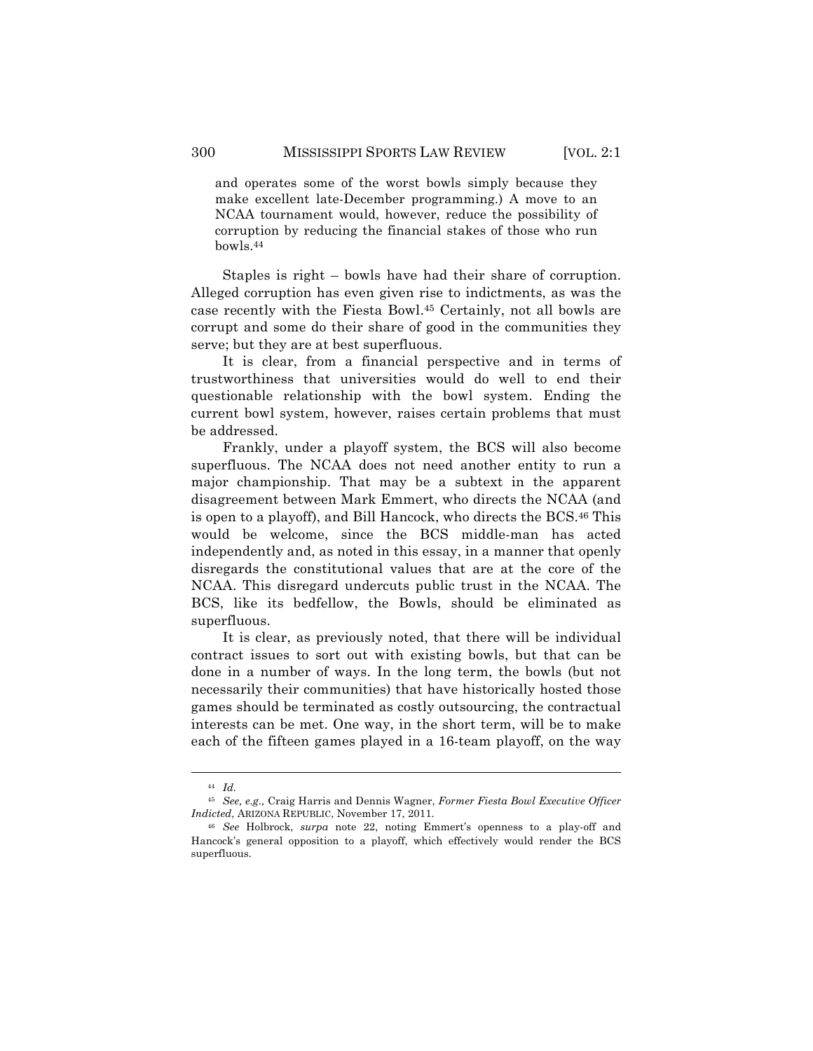> and operates some of the worst bowls simply because they make excellent late-December programming.) A move to an NCAA tournament would, however, reduce the possibility of corruption by reducing the financial stakes of those who run bowls.[44]

Staples is right – bowls have had their share of corruption. Alleged corruption has even given rise to indictments, as was the case recently with the Fiesta Bowl.[45] Certainly, not all bowls are corrupt and some do their share of good in the communities they serve; but they are at best superfluous.

It is clear, from a financial perspective and in terms of trustworthiness that universities would do well to end their questionable relationship with the bowl system. Ending the current bowl system, however, raises certain problems that must be addressed.

Frankly, under a playoff system, the BCS will also become superfluous. The NCAA does not need another entity to run a major championship. That may be a subtext in the apparent disagreement between Mark Emmert, who directs the NCAA (and is open to a playoff), and Bill Hancock, who directs the BCS.[46] This would be welcome, since the BCS middle-man has acted independently and, as noted in this essay, in a manner that openly disregards the constitutional values that are at the core of the NCAA. This disregard undercuts public trust in the NCAA. The BCS, like its bedfellow, the Bowls, should be eliminated as superfluous.

It is clear, as previously noted, that there will be individual contract issues to sort out with existing bowls, but that can be done in a number of ways. In the long term, the bowls (but not necessarily their communities) that have historically hosted those games should be terminated as costly outsourcing, the contractual interests can be met. One way, in the short term, will be to make each of the fifteen games played in a 16-team playoff, on the way

---

[44] *Id.*

[45] *See, e.g.,* Craig Harris and Dennis Wagner, *Former Fiesta Bowl Executive Officer Indicted*, ARIZONA REPUBLIC, November 17, 2011.

[46] *See* Holbrock, *surpa* note 22, noting Emmert's openness to a play-off and Hancock's general opposition to a playoff, which effectively would render the BCS superfluous.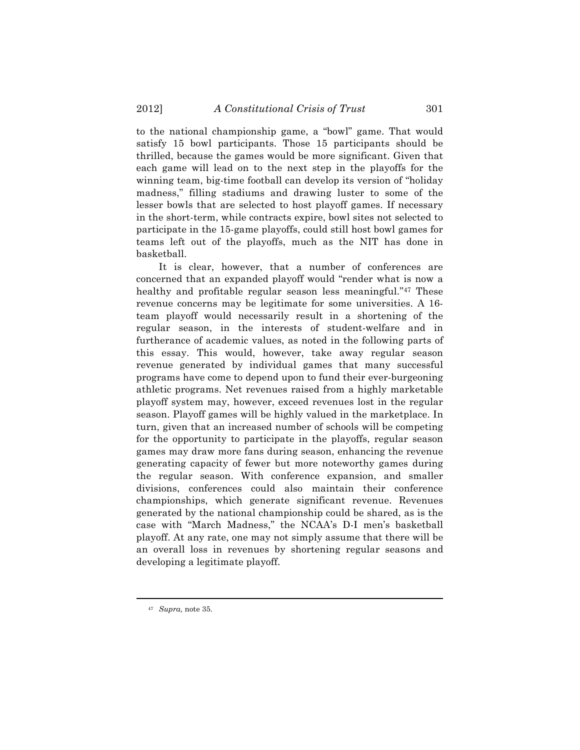to the national championship game, a "bowl" game. That would satisfy 15 bowl participants. Those 15 participants should be thrilled, because the games would be more significant. Given that each game will lead on to the next step in the playoffs for the winning team, big-time football can develop its version of "holiday madness," filling stadiums and drawing luster to some of the lesser bowls that are selected to host playoff games. If necessary in the short-term, while contracts expire, bowl sites not selected to participate in the 15-game playoffs, could still host bowl games for teams left out of the playoffs, much as the NIT has done in basketball.

It is clear, however, that a number of conferences are concerned that an expanded playoff would "render what is now a healthy and profitable regular season less meaningful."[47] These revenue concerns may be legitimate for some universities. A 16-team playoff would necessarily result in a shortening of the regular season, in the interests of student-welfare and in furtherance of academic values, as noted in the following parts of this essay. This would, however, take away regular season revenue generated by individual games that many successful programs have come to depend upon to fund their ever-burgeoning athletic programs. Net revenues raised from a highly marketable playoff system may, however, exceed revenues lost in the regular season. Playoff games will be highly valued in the marketplace. In turn, given that an increased number of schools will be competing for the opportunity to participate in the playoffs, regular season games may draw more fans during season, enhancing the revenue generating capacity of fewer but more noteworthy games during the regular season. With conference expansion, and smaller divisions, conferences could also maintain their conference championships, which generate significant revenue. Revenues generated by the national championship could be shared, as is the case with "March Madness," the NCAA's D-I men's basketball playoff. At any rate, one may not simply assume that there will be an overall loss in revenues by shortening regular seasons and developing a legitimate playoff.

---

[47] *Supra,* note 35.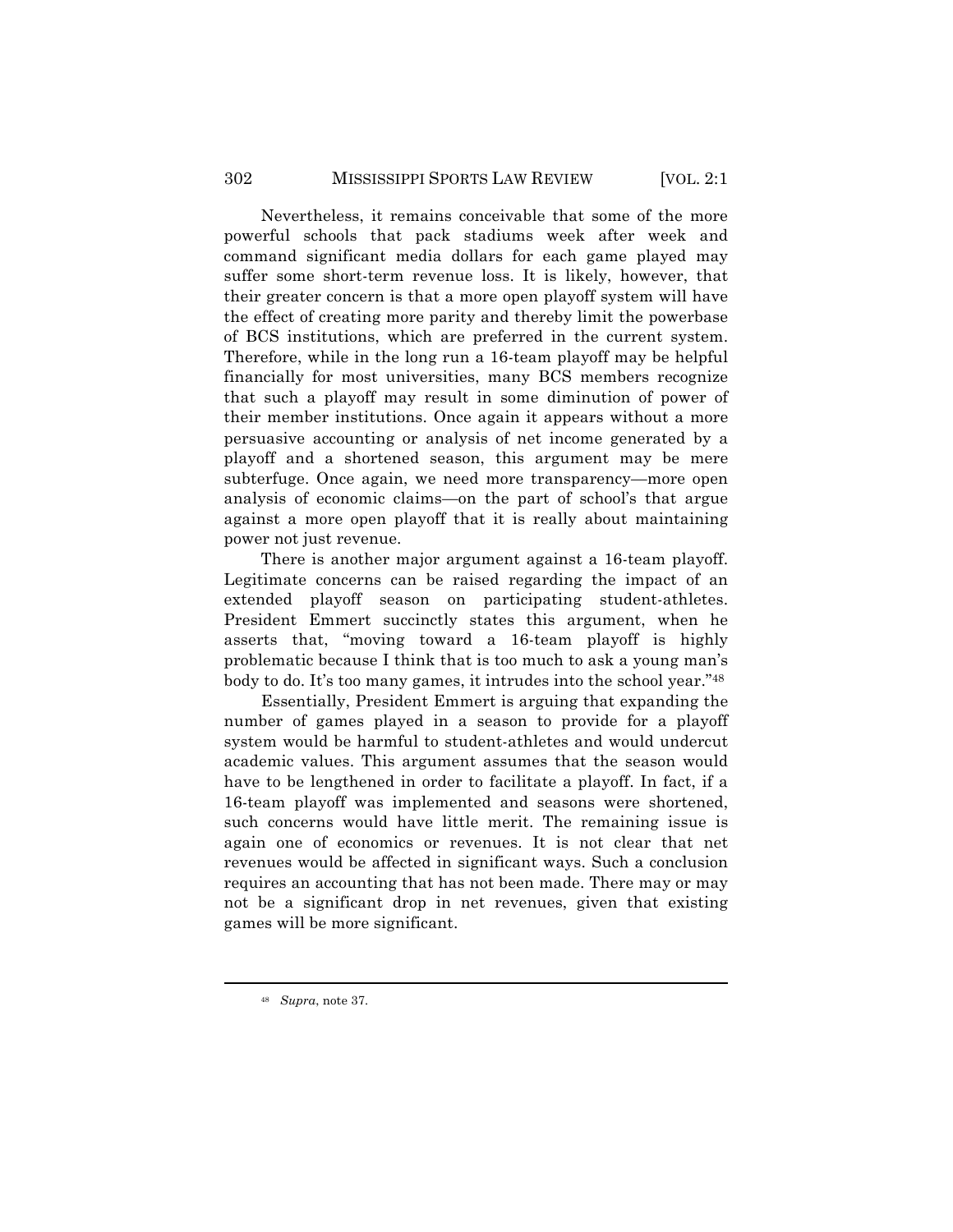Nevertheless, it remains conceivable that some of the more powerful schools that pack stadiums week after week and command significant media dollars for each game played may suffer some short-term revenue loss. It is likely, however, that their greater concern is that a more open playoff system will have the effect of creating more parity and thereby limit the powerbase of BCS institutions, which are preferred in the current system. Therefore, while in the long run a 16-team playoff may be helpful financially for most universities, many BCS members recognize that such a playoff may result in some diminution of power of their member institutions. Once again it appears without a more persuasive accounting or analysis of net income generated by a playoff and a shortened season, this argument may be mere subterfuge. Once again, we need more transparency—more open analysis of economic claims—on the part of school's that argue against a more open playoff that it is really about maintaining power not just revenue.

There is another major argument against a 16-team playoff. Legitimate concerns can be raised regarding the impact of an extended playoff season on participating student-athletes. President Emmert succinctly states this argument, when he asserts that, "moving toward a 16-team playoff is highly problematic because I think that is too much to ask a young man's body to do. It's too many games, it intrudes into the school year."[48]

Essentially, President Emmert is arguing that expanding the number of games played in a season to provide for a playoff system would be harmful to student-athletes and would undercut academic values. This argument assumes that the season would have to be lengthened in order to facilitate a playoff. In fact, if a 16-team playoff was implemented and seasons were shortened, such concerns would have little merit. The remaining issue is again one of economics or revenues. It is not clear that net revenues would be affected in significant ways. Such a conclusion requires an accounting that has not been made. There may or may not be a significant drop in net revenues, given that existing games will be more significant.

---

[48] *Supra*, note 37.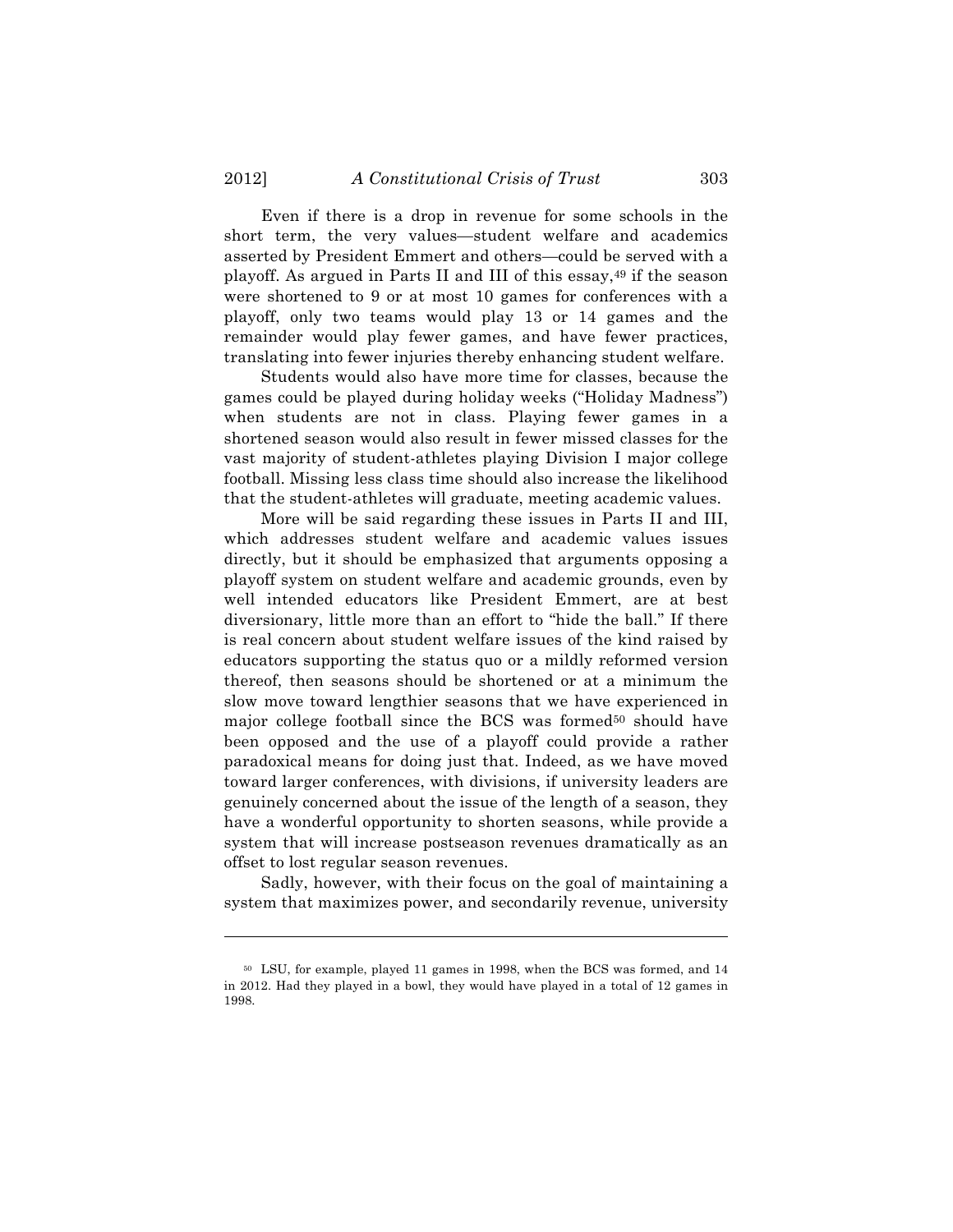Even if there is a drop in revenue for some schools in the short term, the very values—student welfare and academics asserted by President Emmert and others—could be served with a playoff. As argued in Parts II and III of this essay,[49] if the season were shortened to 9 or at most 10 games for conferences with a playoff, only two teams would play 13 or 14 games and the remainder would play fewer games, and have fewer practices, translating into fewer injuries thereby enhancing student welfare.

Students would also have more time for classes, because the games could be played during holiday weeks ("Holiday Madness") when students are not in class. Playing fewer games in a shortened season would also result in fewer missed classes for the vast majority of student-athletes playing Division I major college football. Missing less class time should also increase the likelihood that the student-athletes will graduate, meeting academic values.

More will be said regarding these issues in Parts II and III, which addresses student welfare and academic values issues directly, but it should be emphasized that arguments opposing a playoff system on student welfare and academic grounds, even by well intended educators like President Emmert, are at best diversionary, little more than an effort to "hide the ball." If there is real concern about student welfare issues of the kind raised by educators supporting the status quo or a mildly reformed version thereof, then seasons should be shortened or at a minimum the slow move toward lengthier seasons that we have experienced in major college football since the BCS was formed[50] should have been opposed and the use of a playoff could provide a rather paradoxical means for doing just that. Indeed, as we have moved toward larger conferences, with divisions, if university leaders are genuinely concerned about the issue of the length of a season, they have a wonderful opportunity to shorten seasons, while provide a system that will increase postseason revenues dramatically as an offset to lost regular season revenues.

Sadly, however, with their focus on the goal of maintaining a system that maximizes power, and secondarily revenue, university

---

[50] LSU, for example, played 11 games in 1998, when the BCS was formed, and 14 in 2012. Had they played in a bowl, they would have played in a total of 12 games in 1998.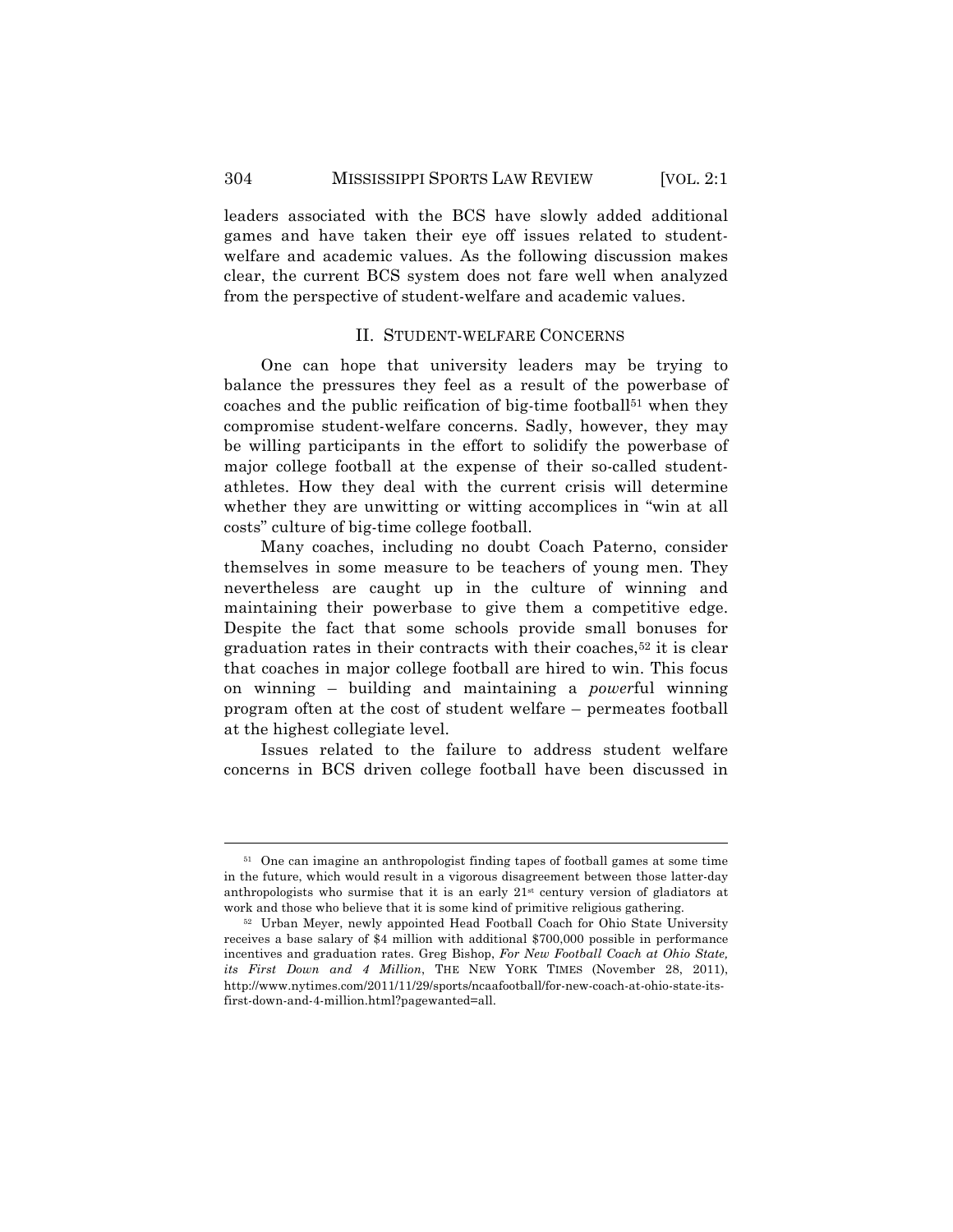leaders associated with the BCS have slowly added additional games and have taken their eye off issues related to student-welfare and academic values. As the following discussion makes clear, the current BCS system does not fare well when analyzed from the perspective of student-welfare and academic values.

## II. STUDENT-WELFARE CONCERNS

One can hope that university leaders may be trying to balance the pressures they feel as a result of the powerbase of coaches and the public reification of big-time football[51] when they compromise student-welfare concerns. Sadly, however, they may be willing participants in the effort to solidify the powerbase of major college football at the expense of their so-called student-athletes. How they deal with the current crisis will determine whether they are unwitting or witting accomplices in "win at all costs" culture of big-time college football.

Many coaches, including no doubt Coach Paterno, consider themselves in some measure to be teachers of young men. They nevertheless are caught up in the culture of winning and maintaining their powerbase to give them a competitive edge. Despite the fact that some schools provide small bonuses for graduation rates in their contracts with their coaches,[52] it is clear that coaches in major college football are hired to win. This focus on winning – building and maintaining a *power*ful winning program often at the cost of student welfare – permeates football at the highest collegiate level.

Issues related to the failure to address student welfare concerns in BCS driven college football have been discussed in

---

[51] One can imagine an anthropologist finding tapes of football games at some time in the future, which would result in a vigorous disagreement between those latter-day anthropologists who surmise that it is an early 21st century version of gladiators at work and those who believe that it is some kind of primitive religious gathering.

[52] Urban Meyer, newly appointed Head Football Coach for Ohio State University receives a base salary of $4 million with additional $700,000 possible in performance incentives and graduation rates. Greg Bishop, *For New Football Coach at Ohio State, its First Down and 4 Million*, THE NEW YORK TIMES (November 28, 2011), http://www.nytimes.com/2011/11/29/sports/ncaafootball/for-new-coach-at-ohio-state-its-first-down-and-4-million.html?pagewanted=all.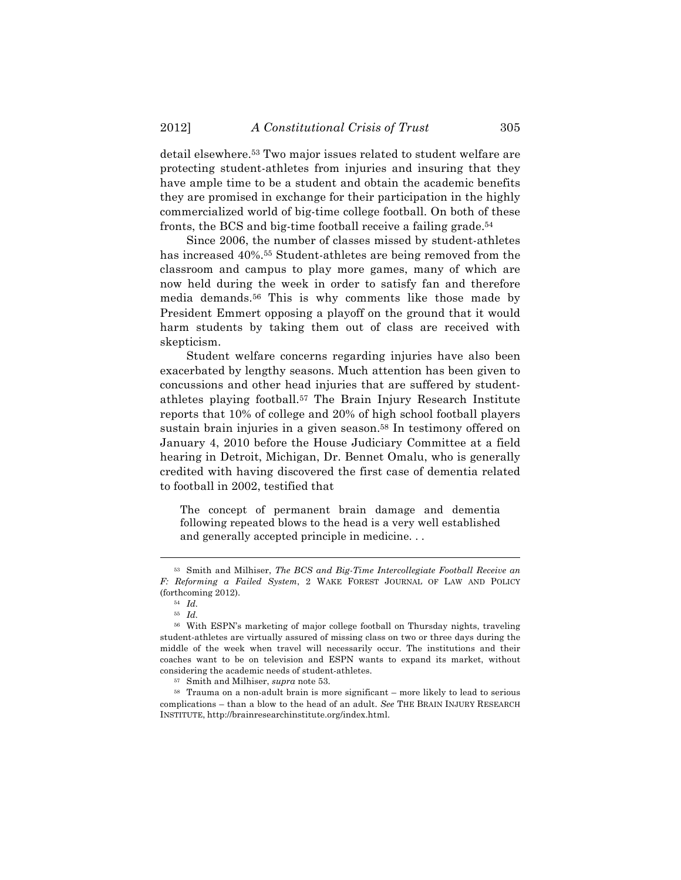detail elsewhere.[53] Two major issues related to student welfare are protecting student-athletes from injuries and insuring that they have ample time to be a student and obtain the academic benefits they are promised in exchange for their participation in the highly commercialized world of big-time college football. On both of these fronts, the BCS and big-time football receive a failing grade.[54]

Since 2006, the number of classes missed by student-athletes has increased 40%.[55] Student-athletes are being removed from the classroom and campus to play more games, many of which are now held during the week in order to satisfy fan and therefore media demands.[56] This is why comments like those made by President Emmert opposing a playoff on the ground that it would harm students by taking them out of class are received with skepticism.

Student welfare concerns regarding injuries have also been exacerbated by lengthy seasons. Much attention has been given to concussions and other head injuries that are suffered by student-athletes playing football.[57] The Brain Injury Research Institute reports that 10% of college and 20% of high school football players sustain brain injuries in a given season.[58] In testimony offered on January 4, 2010 before the House Judiciary Committee at a field hearing in Detroit, Michigan, Dr. Bennet Omalu, who is generally credited with having discovered the first case of dementia related to football in 2002, testified that

> The concept of permanent brain damage and dementia following repeated blows to the head is a very well established and generally accepted principle in medicine. . .

---

[53] Smith and Milhiser, *The BCS and Big-Time Intercollegiate Football Receive an F: Reforming a Failed System*, 2 WAKE FOREST JOURNAL OF LAW AND POLICY (forthcoming 2012).

[54] *Id.*

[55] *Id.*

[56] With ESPN's marketing of major college football on Thursday nights, traveling student-athletes are virtually assured of missing class on two or three days during the middle of the week when travel will necessarily occur. The institutions and their coaches want to be on television and ESPN wants to expand its market, without considering the academic needs of student-athletes.

[57] Smith and Milhiser, *supra* note 53.

[58] Trauma on a non-adult brain is more significant – more likely to lead to serious complications – than a blow to the head of an adult. *See* THE BRAIN INJURY RESEARCH INSTITUTE, http://brainresearchinstitute.org/index.html.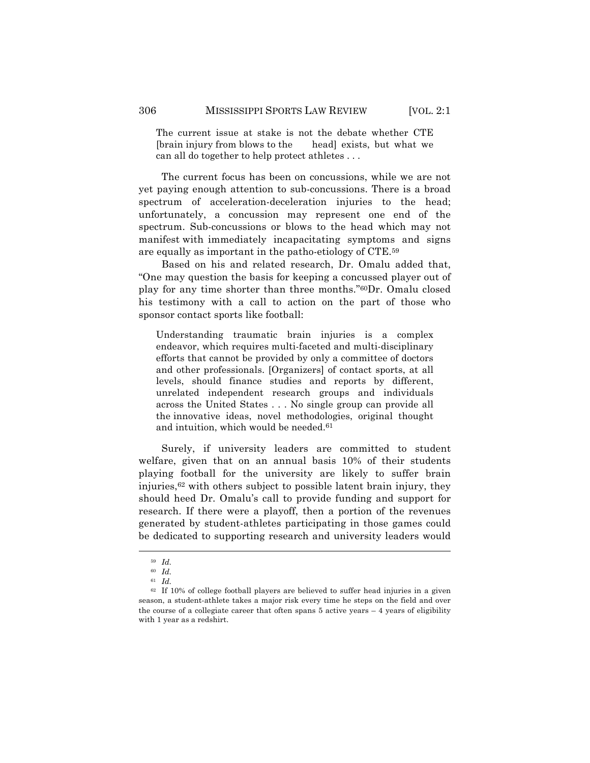> The current issue at stake is not the debate whether CTE [brain injury from blows to the head] exists, but what we can all do together to help protect athletes . . .

The current focus has been on concussions, while we are not yet paying enough attention to sub-concussions. There is a broad spectrum of acceleration-deceleration injuries to the head; unfortunately, a concussion may represent one end of the spectrum. Sub-concussions or blows to the head which may not manifest with immediately incapacitating symptoms and signs are equally as important in the patho-etiology of CTE.[59]

Based on his and related research, Dr. Omalu added that, "One may question the basis for keeping a concussed player out of play for any time shorter than three months."[60] Dr. Omalu closed his testimony with a call to action on the part of those who sponsor contact sports like football:

> Understanding traumatic brain injuries is a complex endeavor, which requires multi-faceted and multi-disciplinary efforts that cannot be provided by only a committee of doctors and other professionals. [Organizers] of contact sports, at all levels, should finance studies and reports by different, unrelated independent research groups and individuals across the United States . . . No single group can provide all the innovative ideas, novel methodologies, original thought and intuition, which would be needed.[61]

Surely, if university leaders are committed to student welfare, given that on an annual basis 10% of their students playing football for the university are likely to suffer brain injuries,[62] with others subject to possible latent brain injury, they should heed Dr. Omalu's call to provide funding and support for research. If there were a playoff, then a portion of the revenues generated by student-athletes participating in those games could be dedicated to supporting research and university leaders would

---

[59] *Id.*

[60] *Id.*

[61] *Id.*

[62] If 10% of college football players are believed to suffer head injuries in a given season, a student-athlete takes a major risk every time he steps on the field and over the course of a collegiate career that often spans 5 active years – 4 years of eligibility with 1 year as a redshirt.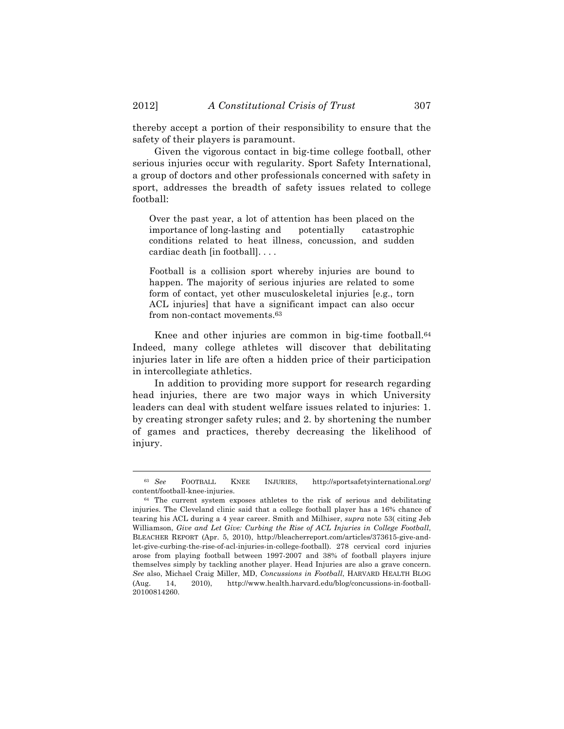thereby accept a portion of their responsibility to ensure that the safety of their players is paramount.

Given the vigorous contact in big-time college football, other serious injuries occur with regularity. Sport Safety International, a group of doctors and other professionals concerned with safety in sport, addresses the breadth of safety issues related to college football:

> Over the past year, a lot of attention has been placed on the importance of long-lasting and potentially catastrophic conditions related to heat illness, concussion, and sudden cardiac death [in football]. . . .
>
> Football is a collision sport whereby injuries are bound to happen. The majority of serious injuries are related to some form of contact, yet other musculoskeletal injuries [e.g., torn ACL injuries] that have a significant impact can also occur from non-contact movements.[63]

Knee and other injuries are common in big-time football.[64] Indeed, many college athletes will discover that debilitating injuries later in life are often a hidden price of their participation in intercollegiate athletics.

In addition to providing more support for research regarding head injuries, there are two major ways in which University leaders can deal with student welfare issues related to injuries: 1. by creating stronger safety rules; and 2. by shortening the number of games and practices, thereby decreasing the likelihood of injury.

---

[63] *See* FOOTBALL KNEE INJURIES, http://sportsafetyinternational.org/content/football-knee-injuries.

[64] The current system exposes athletes to the risk of serious and debilitating injuries. The Cleveland clinic said that a college football player has a 16% chance of tearing his ACL during a 4 year career. Smith and Milhiser, *supra* note 53( citing Jeb Williamson, *Give and Let Give: Curbing the Rise of ACL Injuries in College Football*, BLEACHER REPORT (Apr. 5, 2010), http://bleacherreport.com/articles/373615-give-and-let-give-curbing-the-rise-of-acl-injuries-in-college-football). 278 cervical cord injuries arose from playing football between 1997-2007 and 38% of football players injure themselves simply by tackling another player. Head Injuries are also a grave concern. *See* also, Michael Craig Miller, MD, *Concussions in Football*, HARVARD HEALTH BLOG (Aug. 14, 2010), http://www.health.harvard.edu/blog/concussions-in-football-20100814260.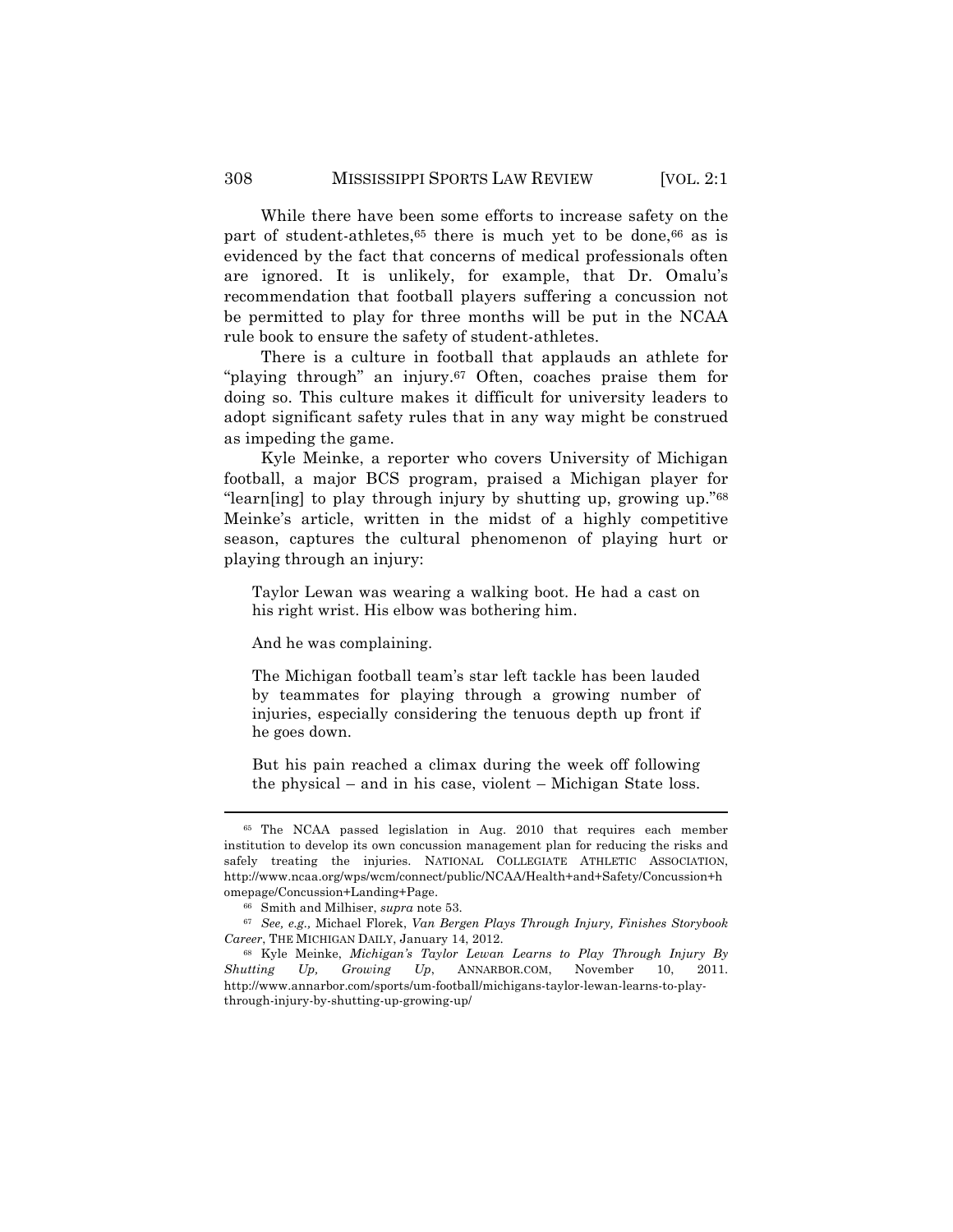While there have been some efforts to increase safety on the part of student-athletes,[65] there is much yet to be done,[66] as is evidenced by the fact that concerns of medical professionals often are ignored. It is unlikely, for example, that Dr. Omalu's recommendation that football players suffering a concussion not be permitted to play for three months will be put in the NCAA rule book to ensure the safety of student-athletes.

There is a culture in football that applauds an athlete for "playing through" an injury.[67] Often, coaches praise them for doing so. This culture makes it difficult for university leaders to adopt significant safety rules that in any way might be construed as impeding the game.

Kyle Meinke, a reporter who covers University of Michigan football, a major BCS program, praised a Michigan player for "learn[ing] to play through injury by shutting up, growing up."[68] Meinke's article, written in the midst of a highly competitive season, captures the cultural phenomenon of playing hurt or playing through an injury:

> Taylor Lewan was wearing a walking boot. He had a cast on his right wrist. His elbow was bothering him.
>
> And he was complaining.
>
> The Michigan football team's star left tackle has been lauded by teammates for playing through a growing number of injuries, especially considering the tenuous depth up front if he goes down.
>
> But his pain reached a climax during the week off following the physical – and in his case, violent – Michigan State loss.

---

[65] The NCAA passed legislation in Aug. 2010 that requires each member institution to develop its own concussion management plan for reducing the risks and safely treating the injuries. NATIONAL COLLEGIATE ATHLETIC ASSOCIATION, http://www.ncaa.org/wps/wcm/connect/public/NCAA/Health+and+Safety/Concussion+homepage/Concussion+Landing+Page.

[66] Smith and Milhiser, *supra* note 53.

[67] *See, e.g.,* Michael Florek, *Van Bergen Plays Through Injury, Finishes Storybook Career*, THE MICHIGAN DAILY, January 14, 2012.

[68] Kyle Meinke, *Michigan's Taylor Lewan Learns to Play Through Injury By Shutting Up, Growing Up*, ANNARBOR.COM, November 10, 2011. http://www.annarbor.com/sports/um-football/michigans-taylor-lewan-learns-to-play-through-injury-by-shutting-up-growing-up/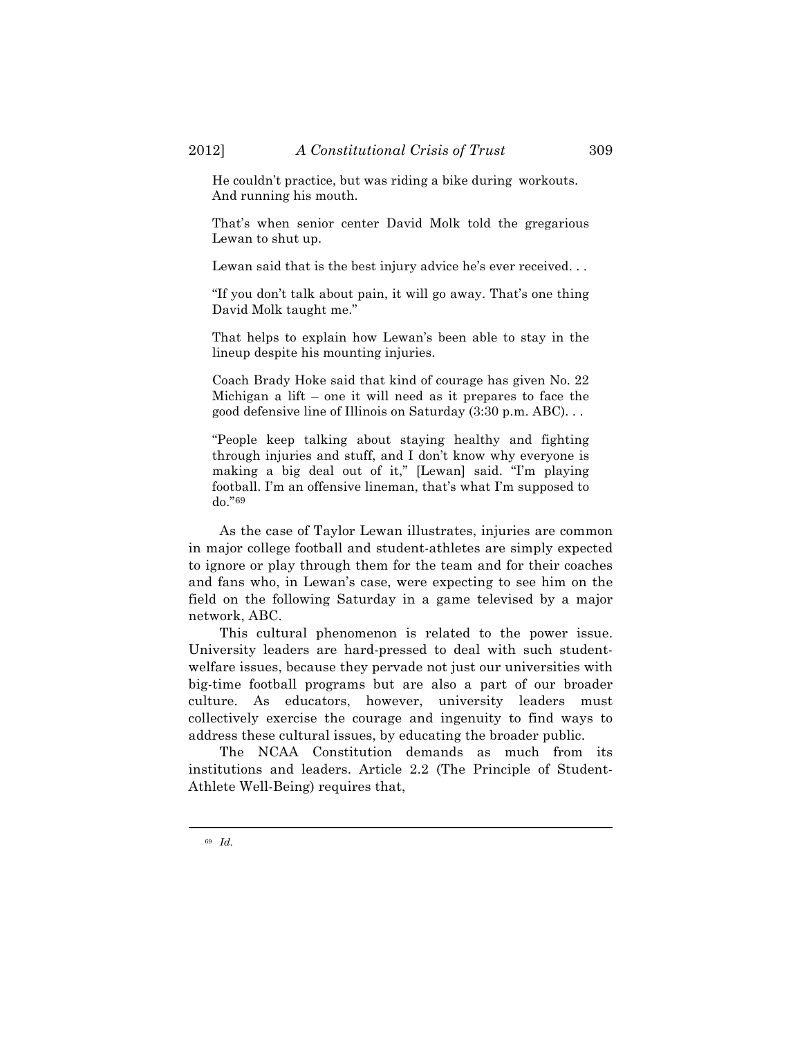> He couldn't practice, but was riding a bike during workouts. And running his mouth.
>
> That's when senior center David Molk told the gregarious Lewan to shut up.
>
> Lewan said that is the best injury advice he's ever received. . .
>
> "If you don't talk about pain, it will go away. That's one thing David Molk taught me."
>
> That helps to explain how Lewan's been able to stay in the lineup despite his mounting injuries.
>
> Coach Brady Hoke said that kind of courage has given No. 22 Michigan a lift – one it will need as it prepares to face the good defensive line of Illinois on Saturday (3:30 p.m. ABC). . .
>
> "People keep talking about staying healthy and fighting through injuries and stuff, and I don't know why everyone is making a big deal out of it," [Lewan] said. "I'm playing football. I'm an offensive lineman, that's what I'm supposed to do."[69]

As the case of Taylor Lewan illustrates, injuries are common in major college football and student-athletes are simply expected to ignore or play through them for the team and for their coaches and fans who, in Lewan's case, were expecting to see him on the field on the following Saturday in a game televised by a major network, ABC.

This cultural phenomenon is related to the power issue. University leaders are hard-pressed to deal with such student-welfare issues, because they pervade not just our universities with big-time football programs but are also a part of our broader culture. As educators, however, university leaders must collectively exercise the courage and ingenuity to find ways to address these cultural issues, by educating the broader public.

The NCAA Constitution demands as much from its institutions and leaders. Article 2.2 (The Principle of Student-Athlete Well-Being) requires that,

---

[69] *Id.*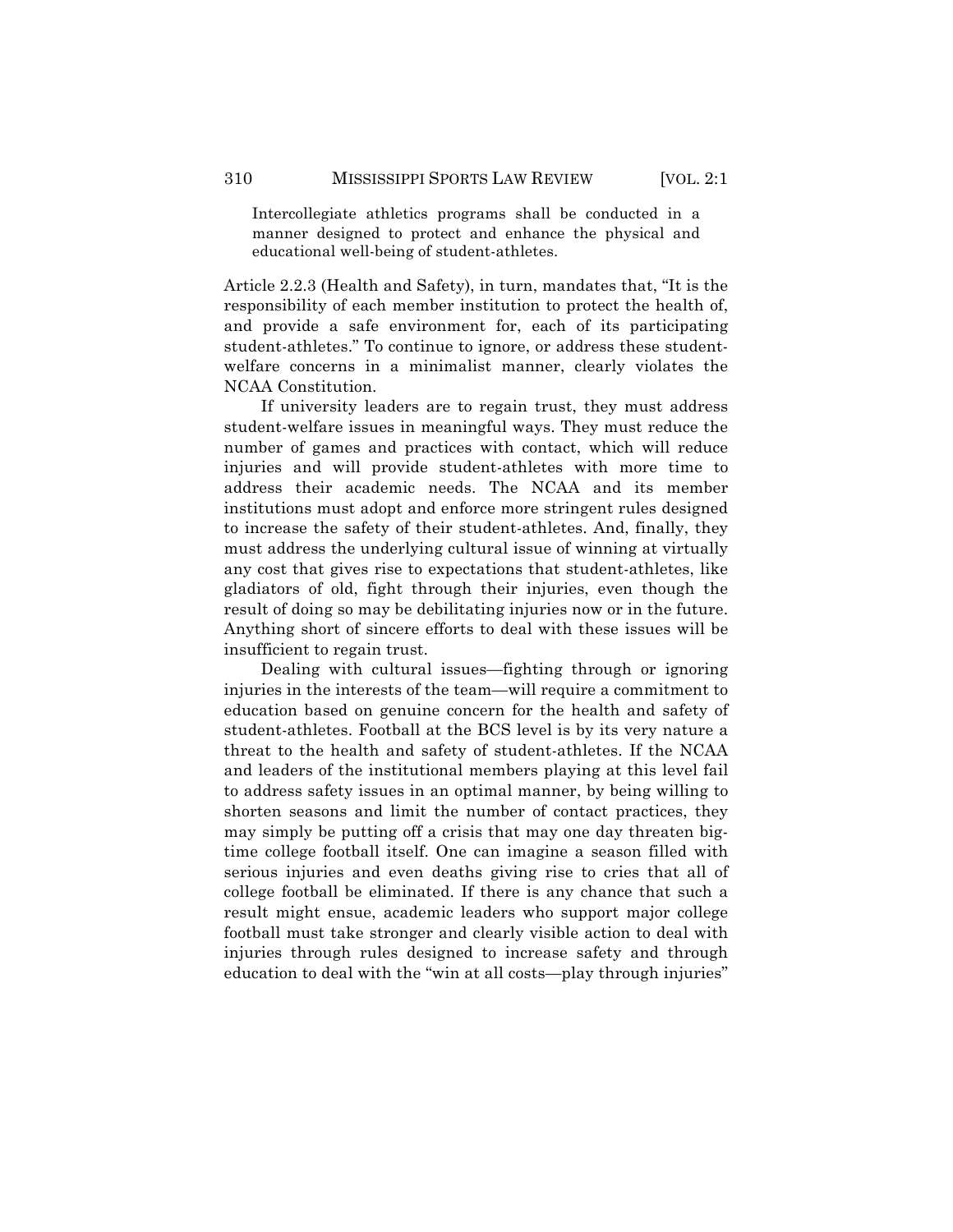> Intercollegiate athletics programs shall be conducted in a manner designed to protect and enhance the physical and educational well-being of student-athletes.

Article 2.2.3 (Health and Safety), in turn, mandates that, "It is the responsibility of each member institution to protect the health of, and provide a safe environment for, each of its participating student-athletes." To continue to ignore, or address these student-welfare concerns in a minimalist manner, clearly violates the NCAA Constitution.

If university leaders are to regain trust, they must address student-welfare issues in meaningful ways. They must reduce the number of games and practices with contact, which will reduce injuries and will provide student-athletes with more time to address their academic needs. The NCAA and its member institutions must adopt and enforce more stringent rules designed to increase the safety of their student-athletes. And, finally, they must address the underlying cultural issue of winning at virtually any cost that gives rise to expectations that student-athletes, like gladiators of old, fight through their injuries, even though the result of doing so may be debilitating injuries now or in the future. Anything short of sincere efforts to deal with these issues will be insufficient to regain trust.

Dealing with cultural issues—fighting through or ignoring injuries in the interests of the team—will require a commitment to education based on genuine concern for the health and safety of student-athletes. Football at the BCS level is by its very nature a threat to the health and safety of student-athletes. If the NCAA and leaders of the institutional members playing at this level fail to address safety issues in an optimal manner, by being willing to shorten seasons and limit the number of contact practices, they may simply be putting off a crisis that may one day threaten big-time college football itself. One can imagine a season filled with serious injuries and even deaths giving rise to cries that all of college football be eliminated. If there is any chance that such a result might ensue, academic leaders who support major college football must take stronger and clearly visible action to deal with injuries through rules designed to increase safety and through education to deal with the "win at all costs—play through injuries"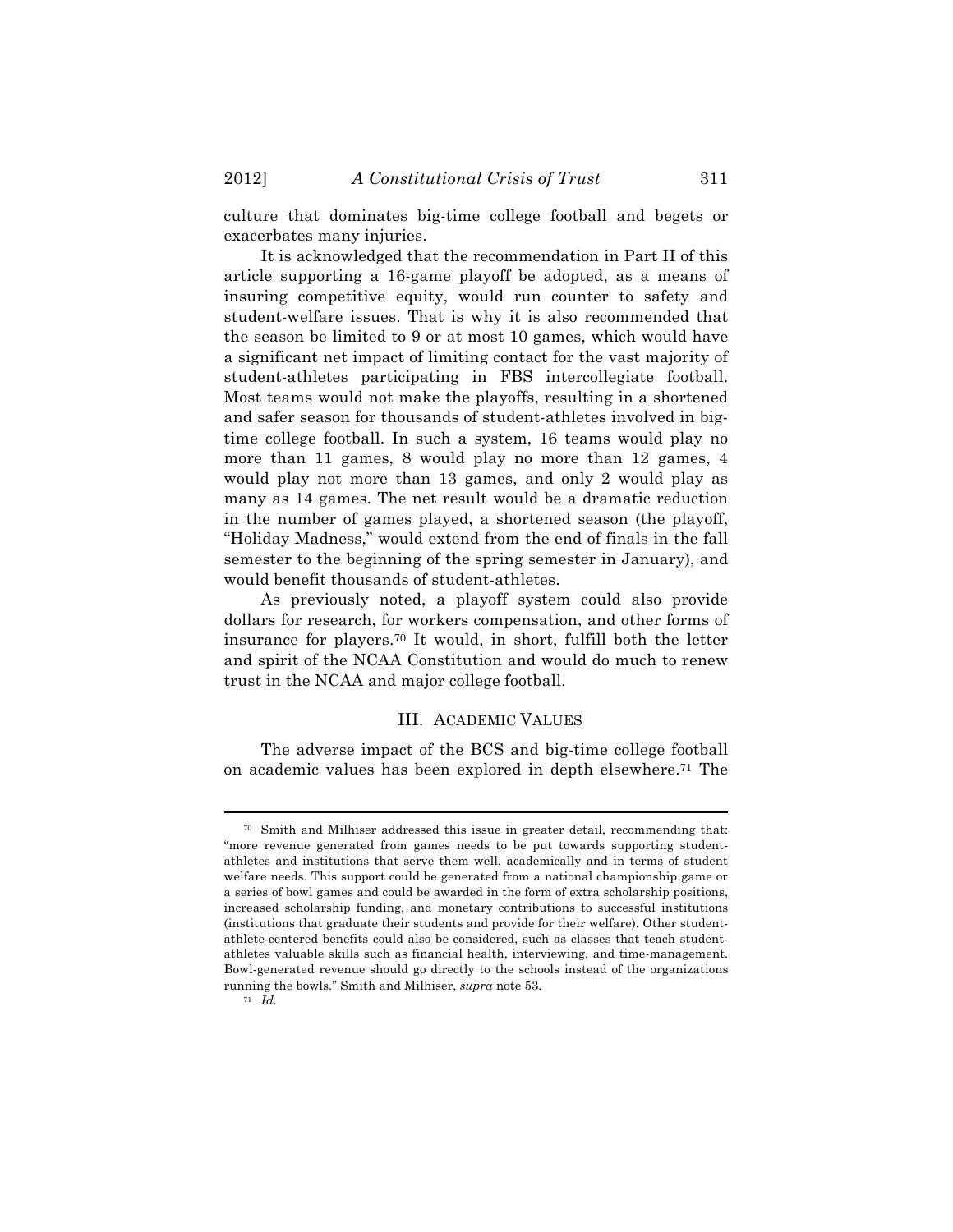culture that dominates big-time college football and begets or exacerbates many injuries.

It is acknowledged that the recommendation in Part II of this article supporting a 16-game playoff be adopted, as a means of insuring competitive equity, would run counter to safety and student-welfare issues. That is why it is also recommended that the season be limited to 9 or at most 10 games, which would have a significant net impact of limiting contact for the vast majority of student-athletes participating in FBS intercollegiate football. Most teams would not make the playoffs, resulting in a shortened and safer season for thousands of student-athletes involved in big-time college football. In such a system, 16 teams would play no more than 11 games, 8 would play no more than 12 games, 4 would play not more than 13 games, and only 2 would play as many as 14 games. The net result would be a dramatic reduction in the number of games played, a shortened season (the playoff, "Holiday Madness," would extend from the end of finals in the fall semester to the beginning of the spring semester in January), and would benefit thousands of student-athletes.

As previously noted, a playoff system could also provide dollars for research, for workers compensation, and other forms of insurance for players.[70] It would, in short, fulfill both the letter and spirit of the NCAA Constitution and would do much to renew trust in the NCAA and major college football.

## III. ACADEMIC VALUES

The adverse impact of the BCS and big-time college football on academic values has been explored in depth elsewhere.[71] The

---

[70] Smith and Milhiser addressed this issue in greater detail, recommending that: "more revenue generated from games needs to be put towards supporting student-athletes and institutions that serve them well, academically and in terms of student welfare needs. This support could be generated from a national championship game or a series of bowl games and could be awarded in the form of extra scholarship positions, increased scholarship funding, and monetary contributions to successful institutions (institutions that graduate their students and provide for their welfare). Other student-athlete-centered benefits could also be considered, such as classes that teach student-athletes valuable skills such as financial health, interviewing, and time-management. Bowl-generated revenue should go directly to the schools instead of the organizations running the bowls." Smith and Milhiser, *supra* note 53.

[71] *Id.*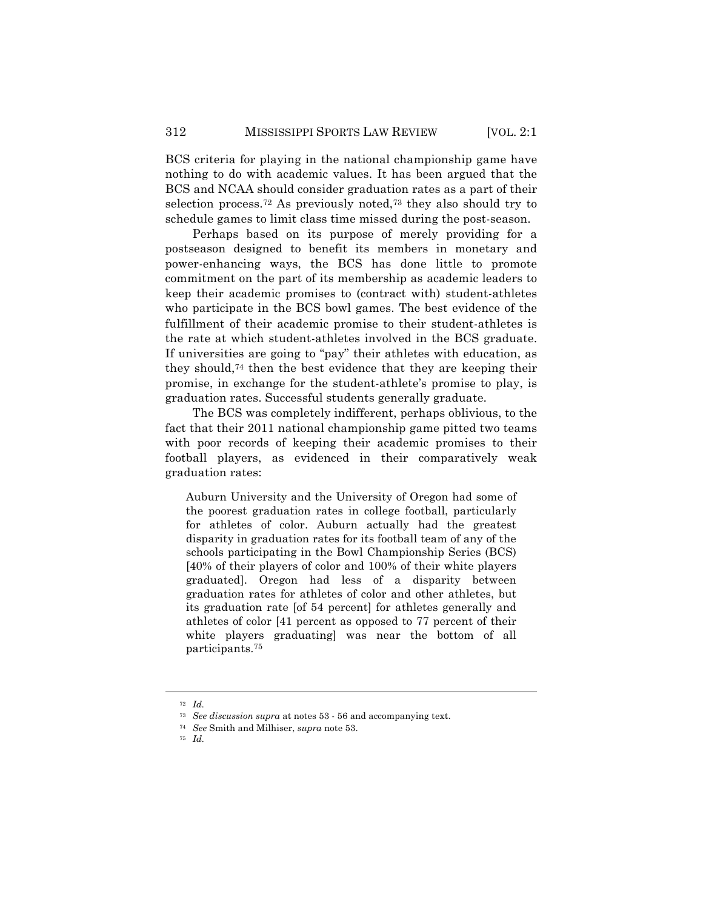BCS criteria for playing in the national championship game have nothing to do with academic values. It has been argued that the BCS and NCAA should consider graduation rates as a part of their selection process.[72] As previously noted,[73] they also should try to schedule games to limit class time missed during the post-season.

Perhaps based on its purpose of merely providing for a postseason designed to benefit its members in monetary and power-enhancing ways, the BCS has done little to promote commitment on the part of its membership as academic leaders to keep their academic promises to (contract with) student-athletes who participate in the BCS bowl games. The best evidence of the fulfillment of their academic promise to their student-athletes is the rate at which student-athletes involved in the BCS graduate. If universities are going to "pay" their athletes with education, as they should,[74] then the best evidence that they are keeping their promise, in exchange for the student-athlete's promise to play, is graduation rates. Successful students generally graduate.

The BCS was completely indifferent, perhaps oblivious, to the fact that their 2011 national championship game pitted two teams with poor records of keeping their academic promises to their football players, as evidenced in their comparatively weak graduation rates:

> Auburn University and the University of Oregon had some of the poorest graduation rates in college football, particularly for athletes of color. Auburn actually had the greatest disparity in graduation rates for its football team of any of the schools participating in the Bowl Championship Series (BCS) [40% of their players of color and 100% of their white players graduated]. Oregon had less of a disparity between graduation rates for athletes of color and other athletes, but its graduation rate [of 54 percent] for athletes generally and athletes of color [41 percent as opposed to 77 percent of their white players graduating] was near the bottom of all participants.[75]

---

[72] *Id.*

[73] *See discussion supra* at notes 53 - 56 and accompanying text.

[74] *See* Smith and Milhiser, *supra* note 53.

[75] *Id.*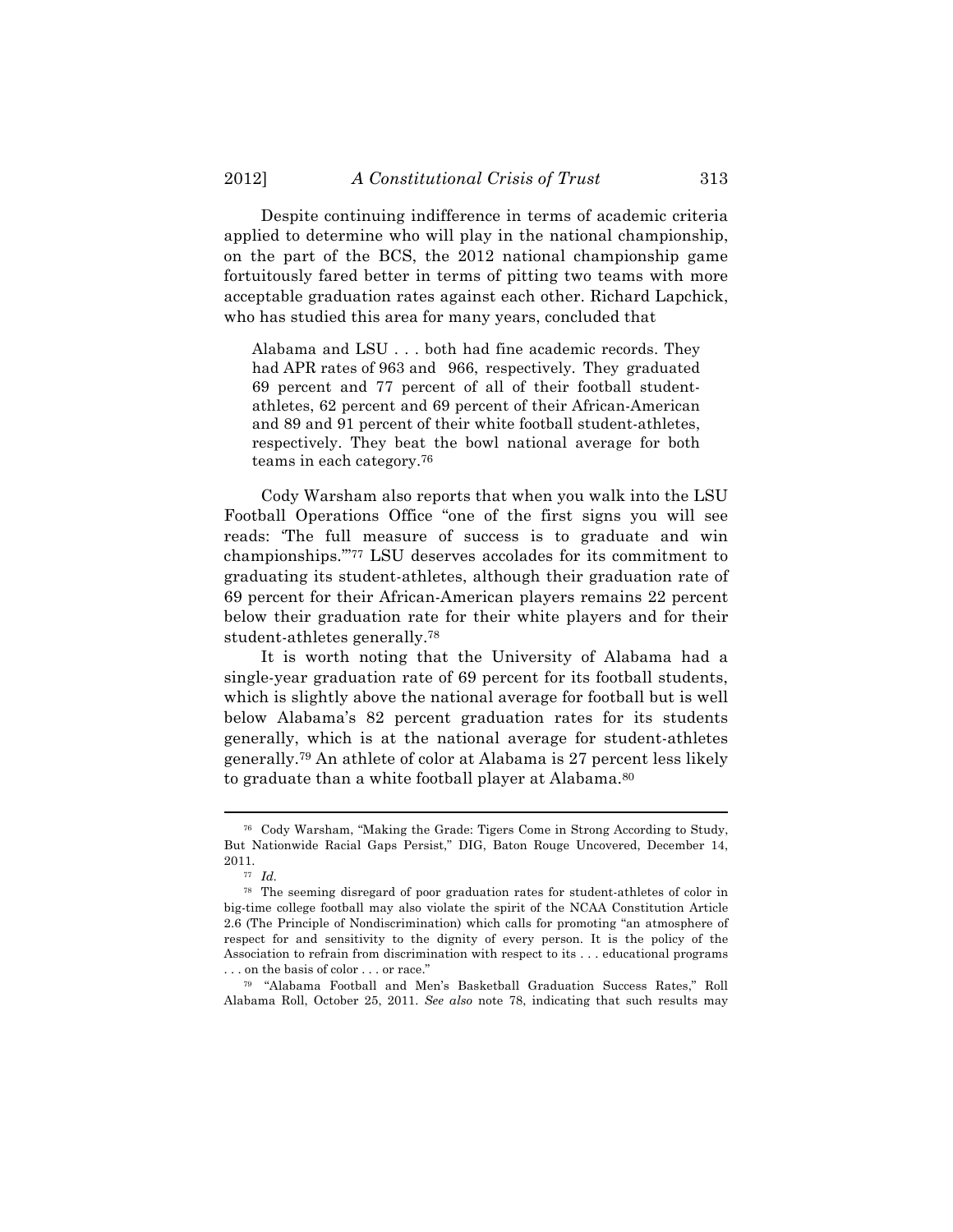Despite continuing indifference in terms of academic criteria applied to determine who will play in the national championship, on the part of the BCS, the 2012 national championship game fortuitously fared better in terms of pitting two teams with more acceptable graduation rates against each other. Richard Lapchick, who has studied this area for many years, concluded that

> Alabama and LSU . . . both had fine academic records. They had APR rates of 963 and 966, respectively. They graduated 69 percent and 77 percent of all of their football student-athletes, 62 percent and 69 percent of their African-American and 89 and 91 percent of their white football student-athletes, respectively. They beat the bowl national average for both teams in each category.[76]

Cody Warsham also reports that when you walk into the LSU Football Operations Office "one of the first signs you will see reads: 'The full measure of success is to graduate and win championships.'"[77] LSU deserves accolades for its commitment to graduating its student-athletes, although their graduation rate of 69 percent for their African-American players remains 22 percent below their graduation rate for their white players and for their student-athletes generally.[78]

It is worth noting that the University of Alabama had a single-year graduation rate of 69 percent for its football students, which is slightly above the national average for football but is well below Alabama's 82 percent graduation rates for its students generally, which is at the national average for student-athletes generally.[79] An athlete of color at Alabama is 27 percent less likely to graduate than a white football player at Alabama.[80]

---

[76] Cody Warsham, "Making the Grade: Tigers Come in Strong According to Study, But Nationwide Racial Gaps Persist," DIG, Baton Rouge Uncovered, December 14, 2011.

[77] *Id.*

[78] The seeming disregard of poor graduation rates for student-athletes of color in big-time college football may also violate the spirit of the NCAA Constitution Article 2.6 (The Principle of Nondiscrimination) which calls for promoting "an atmosphere of respect for and sensitivity to the dignity of every person. It is the policy of the Association to refrain from discrimination with respect to its . . . educational programs . . . on the basis of color . . . or race."

[79] "Alabama Football and Men's Basketball Graduation Success Rates," Roll Alabama Roll, October 25, 2011. *See also* note 78, indicating that such results may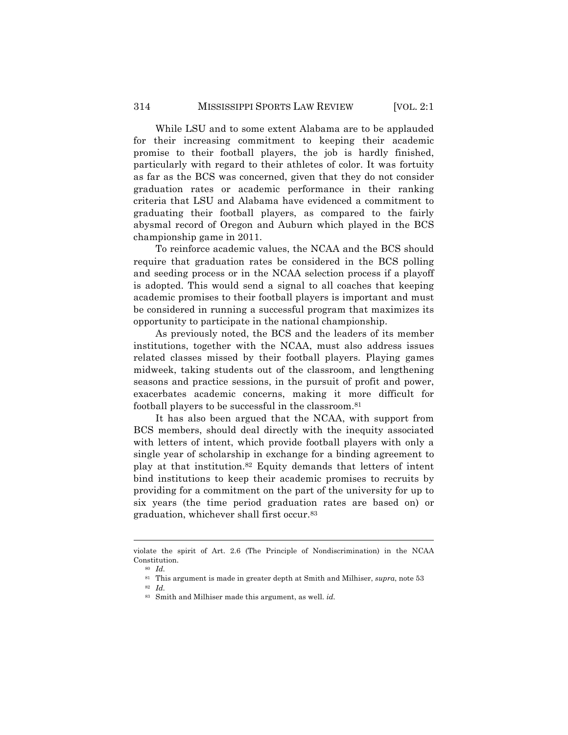While LSU and to some extent Alabama are to be applauded for their increasing commitment to keeping their academic promise to their football players, the job is hardly finished, particularly with regard to their athletes of color. It was fortuity as far as the BCS was concerned, given that they do not consider graduation rates or academic performance in their ranking criteria that LSU and Alabama have evidenced a commitment to graduating their football players, as compared to the fairly abysmal record of Oregon and Auburn which played in the BCS championship game in 2011.

To reinforce academic values, the NCAA and the BCS should require that graduation rates be considered in the BCS polling and seeding process or in the NCAA selection process if a playoff is adopted. This would send a signal to all coaches that keeping academic promises to their football players is important and must be considered in running a successful program that maximizes its opportunity to participate in the national championship.

As previously noted, the BCS and the leaders of its member institutions, together with the NCAA, must also address issues related classes missed by their football players. Playing games midweek, taking students out of the classroom, and lengthening seasons and practice sessions, in the pursuit of profit and power, exacerbates academic concerns, making it more difficult for football players to be successful in the classroom.[81]

It has also been argued that the NCAA, with support from BCS members, should deal directly with the inequity associated with letters of intent, which provide football players with only a single year of scholarship in exchange for a binding agreement to play at that institution.[82] Equity demands that letters of intent bind institutions to keep their academic promises to recruits by providing for a commitment on the part of the university for up to six years (the time period graduation rates are based on) or graduation, whichever shall first occur.[83]

---

violate the spirit of Art. 2.6 (The Principle of Nondiscrimination) in the NCAA Constitution.

[80] *Id.*

[81] This argument is made in greater depth at Smith and Milhiser, *supra*, note 53

[82] *Id.*

[83] Smith and Milhiser made this argument, as well. *id.*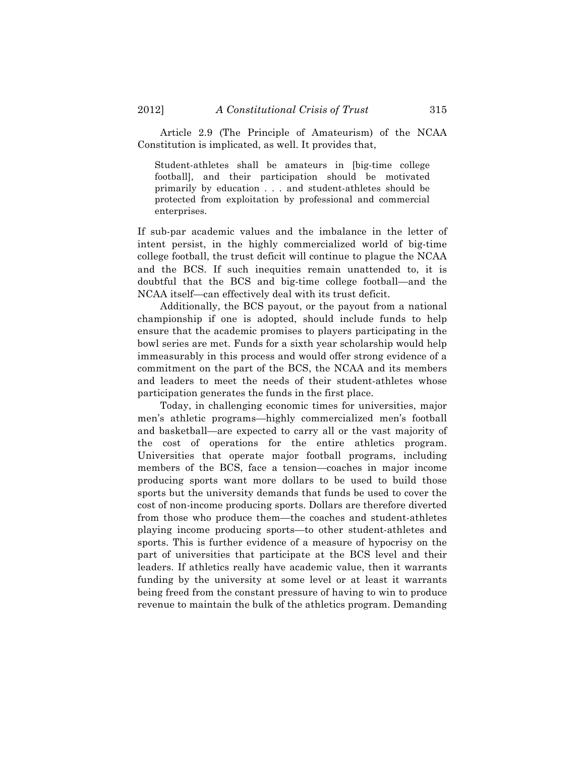Article 2.9 (The Principle of Amateurism) of the NCAA Constitution is implicated, as well. It provides that,

> Student-athletes shall be amateurs in [big-time college football], and their participation should be motivated primarily by education . . . and student-athletes should be protected from exploitation by professional and commercial enterprises.

If sub-par academic values and the imbalance in the letter of intent persist, in the highly commercialized world of big-time college football, the trust deficit will continue to plague the NCAA and the BCS. If such inequities remain unattended to, it is doubtful that the BCS and big-time college football—and the NCAA itself—can effectively deal with its trust deficit.

Additionally, the BCS payout, or the payout from a national championship if one is adopted, should include funds to help ensure that the academic promises to players participating in the bowl series are met. Funds for a sixth year scholarship would help immeasurably in this process and would offer strong evidence of a commitment on the part of the BCS, the NCAA and its members and leaders to meet the needs of their student-athletes whose participation generates the funds in the first place.

Today, in challenging economic times for universities, major men's athletic programs—highly commercialized men's football and basketball—are expected to carry all or the vast majority of the cost of operations for the entire athletics program. Universities that operate major football programs, including members of the BCS, face a tension—coaches in major income producing sports want more dollars to be used to build those sports but the university demands that funds be used to cover the cost of non-income producing sports. Dollars are therefore diverted from those who produce them—the coaches and student-athletes playing income producing sports—to other student-athletes and sports. This is further evidence of a measure of hypocrisy on the part of universities that participate at the BCS level and their leaders. If athletics really have academic value, then it warrants funding by the university at some level or at least it warrants being freed from the constant pressure of having to win to produce revenue to maintain the bulk of the athletics program. Demanding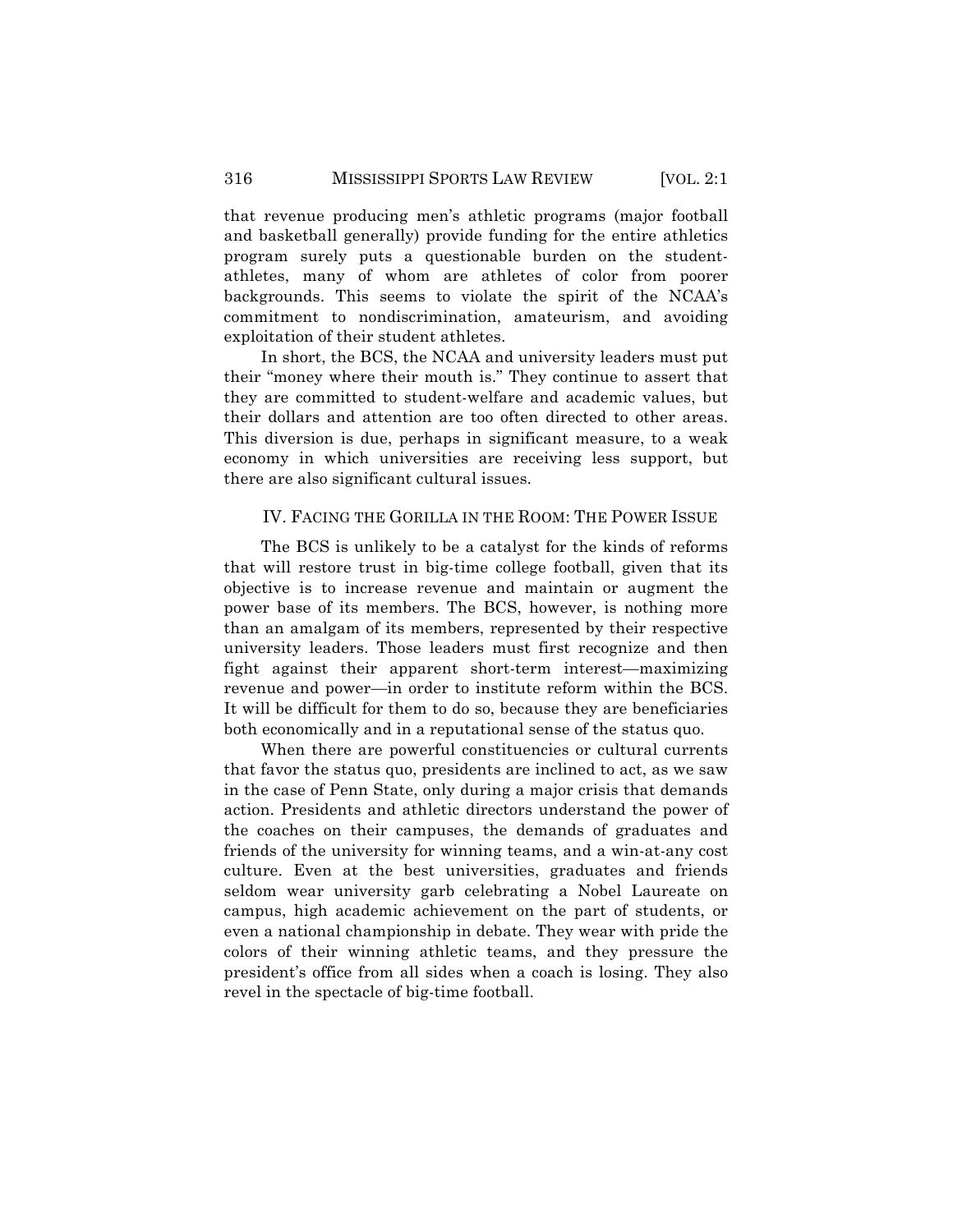that revenue producing men's athletic programs (major football and basketball generally) provide funding for the entire athletics program surely puts a questionable burden on the student-athletes, many of whom are athletes of color from poorer backgrounds. This seems to violate the spirit of the NCAA's commitment to nondiscrimination, amateurism, and avoiding exploitation of their student athletes.

In short, the BCS, the NCAA and university leaders must put their "money where their mouth is." They continue to assert that they are committed to student-welfare and academic values, but their dollars and attention are too often directed to other areas. This diversion is due, perhaps in significant measure, to a weak economy in which universities are receiving less support, but there are also significant cultural issues.

## IV. Facing the Gorilla in the Room: The Power Issue

The BCS is unlikely to be a catalyst for the kinds of reforms that will restore trust in big-time college football, given that its objective is to increase revenue and maintain or augment the power base of its members. The BCS, however, is nothing more than an amalgam of its members, represented by their respective university leaders. Those leaders must first recognize and then fight against their apparent short-term interest—maximizing revenue and power—in order to institute reform within the BCS. It will be difficult for them to do so, because they are beneficiaries both economically and in a reputational sense of the status quo.

When there are powerful constituencies or cultural currents that favor the status quo, presidents are inclined to act, as we saw in the case of Penn State, only during a major crisis that demands action. Presidents and athletic directors understand the power of the coaches on their campuses, the demands of graduates and friends of the university for winning teams, and a win-at-any cost culture. Even at the best universities, graduates and friends seldom wear university garb celebrating a Nobel Laureate on campus, high academic achievement on the part of students, or even a national championship in debate. They wear with pride the colors of their winning athletic teams, and they pressure the president's office from all sides when a coach is losing. They also revel in the spectacle of big-time football.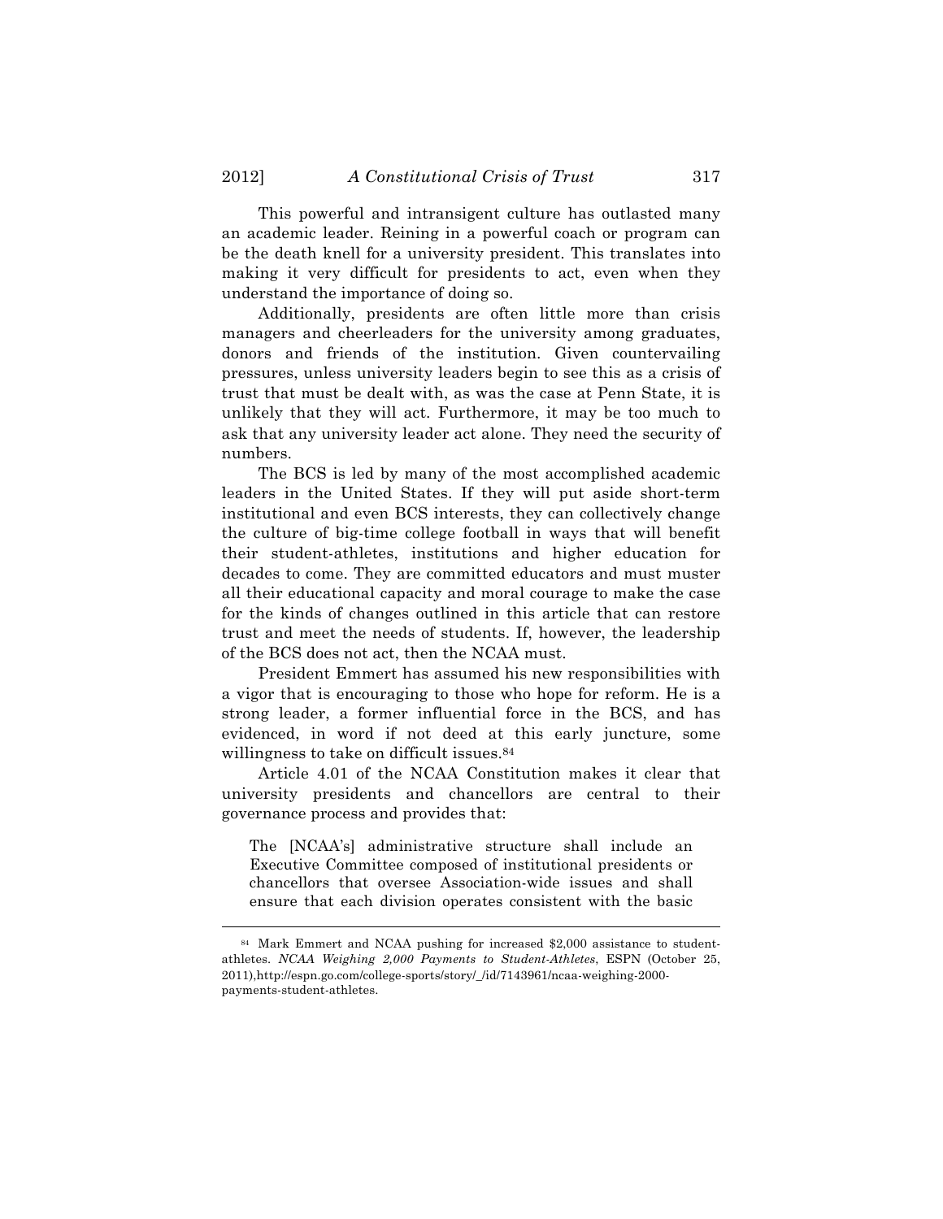This powerful and intransigent culture has outlasted many an academic leader. Reining in a powerful coach or program can be the death knell for a university president. This translates into making it very difficult for presidents to act, even when they understand the importance of doing so.

Additionally, presidents are often little more than crisis managers and cheerleaders for the university among graduates, donors and friends of the institution. Given countervailing pressures, unless university leaders begin to see this as a crisis of trust that must be dealt with, as was the case at Penn State, it is unlikely that they will act. Furthermore, it may be too much to ask that any university leader act alone. They need the security of numbers.

The BCS is led by many of the most accomplished academic leaders in the United States. If they will put aside short-term institutional and even BCS interests, they can collectively change the culture of big-time college football in ways that will benefit their student-athletes, institutions and higher education for decades to come. They are committed educators and must muster all their educational capacity and moral courage to make the case for the kinds of changes outlined in this article that can restore trust and meet the needs of students. If, however, the leadership of the BCS does not act, then the NCAA must.

President Emmert has assumed his new responsibilities with a vigor that is encouraging to those who hope for reform. He is a strong leader, a former influential force in the BCS, and has evidenced, in word if not deed at this early juncture, some willingness to take on difficult issues.[84]

Article 4.01 of the NCAA Constitution makes it clear that university presidents and chancellors are central to their governance process and provides that:

> The [NCAA's] administrative structure shall include an Executive Committee composed of institutional presidents or chancellors that oversee Association-wide issues and shall ensure that each division operates consistent with the basic

---

[84] Mark Emmert and NCAA pushing for increased $2,000 assistance to student-athletes. *NCAA Weighing 2,000 Payments to Student-Athletes*, ESPN (October 25, 2011),http://espn.go.com/college-sports/story/_/id/7143961/ncaa-weighing-2000-payments-student-athletes.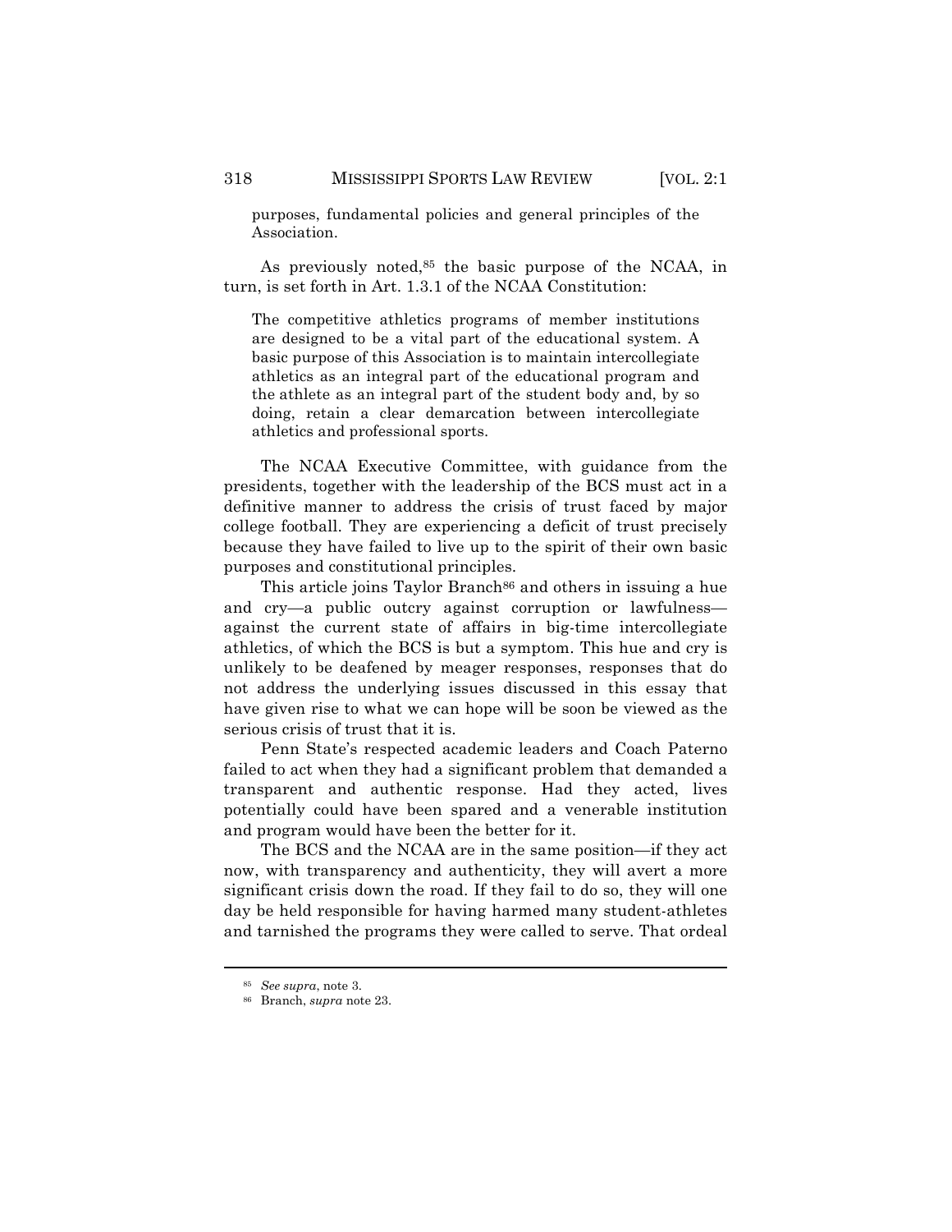purposes, fundamental policies and general principles of the Association.

As previously noted,[85] the basic purpose of the NCAA, in turn, is set forth in Art. 1.3.1 of the NCAA Constitution:

> The competitive athletics programs of member institutions are designed to be a vital part of the educational system. A basic purpose of this Association is to maintain intercollegiate athletics as an integral part of the educational program and the athlete as an integral part of the student body and, by so doing, retain a clear demarcation between intercollegiate athletics and professional sports.

The NCAA Executive Committee, with guidance from the presidents, together with the leadership of the BCS must act in a definitive manner to address the crisis of trust faced by major college football. They are experiencing a deficit of trust precisely because they have failed to live up to the spirit of their own basic purposes and constitutional principles.

This article joins Taylor Branch[86] and others in issuing a hue and cry—a public outcry against corruption or lawfulness—against the current state of affairs in big-time intercollegiate athletics, of which the BCS is but a symptom. This hue and cry is unlikely to be deafened by meager responses, responses that do not address the underlying issues discussed in this essay that have given rise to what we can hope will be soon be viewed as the serious crisis of trust that it is.

Penn State's respected academic leaders and Coach Paterno failed to act when they had a significant problem that demanded a transparent and authentic response. Had they acted, lives potentially could have been spared and a venerable institution and program would have been the better for it.

The BCS and the NCAA are in the same position—if they act now, with transparency and authenticity, they will avert a more significant crisis down the road. If they fail to do so, they will one day be held responsible for having harmed many student-athletes and tarnished the programs they were called to serve. That ordeal

---

[85] *See supra*, note 3.

[86] Branch, *supra* note 23.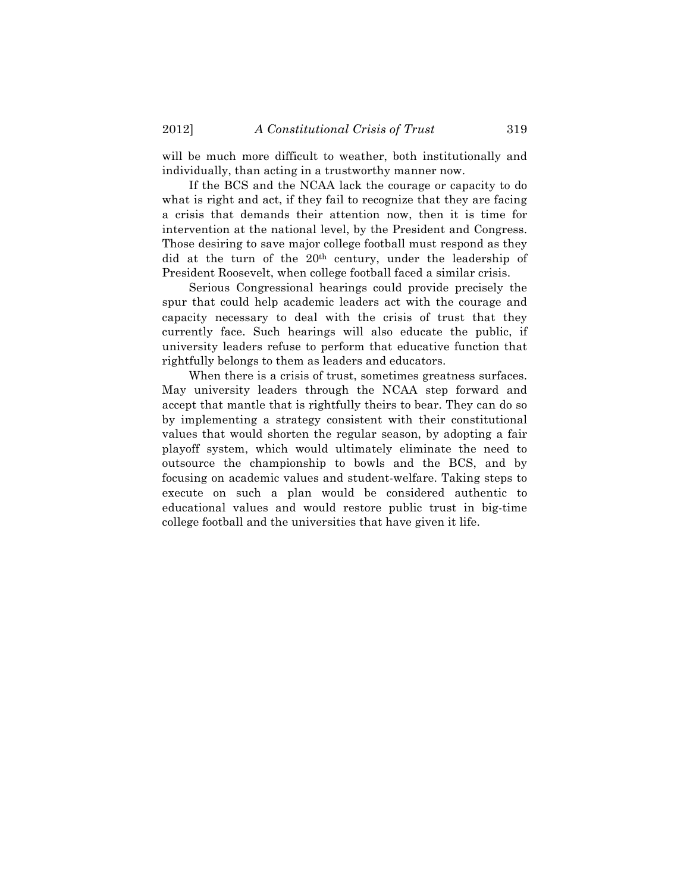will be much more difficult to weather, both institutionally and individually, than acting in a trustworthy manner now.

If the BCS and the NCAA lack the courage or capacity to do what is right and act, if they fail to recognize that they are facing a crisis that demands their attention now, then it is time for intervention at the national level, by the President and Congress. Those desiring to save major college football must respond as they did at the turn of the 20th century, under the leadership of President Roosevelt, when college football faced a similar crisis.

Serious Congressional hearings could provide precisely the spur that could help academic leaders act with the courage and capacity necessary to deal with the crisis of trust that they currently face. Such hearings will also educate the public, if university leaders refuse to perform that educative function that rightfully belongs to them as leaders and educators.

When there is a crisis of trust, sometimes greatness surfaces. May university leaders through the NCAA step forward and accept that mantle that is rightfully theirs to bear. They can do so by implementing a strategy consistent with their constitutional values that would shorten the regular season, by adopting a fair playoff system, which would ultimately eliminate the need to outsource the championship to bowls and the BCS, and by focusing on academic values and student-welfare. Taking steps to execute on such a plan would be considered authentic to educational values and would restore public trust in big-time college football and the universities that have given it life.